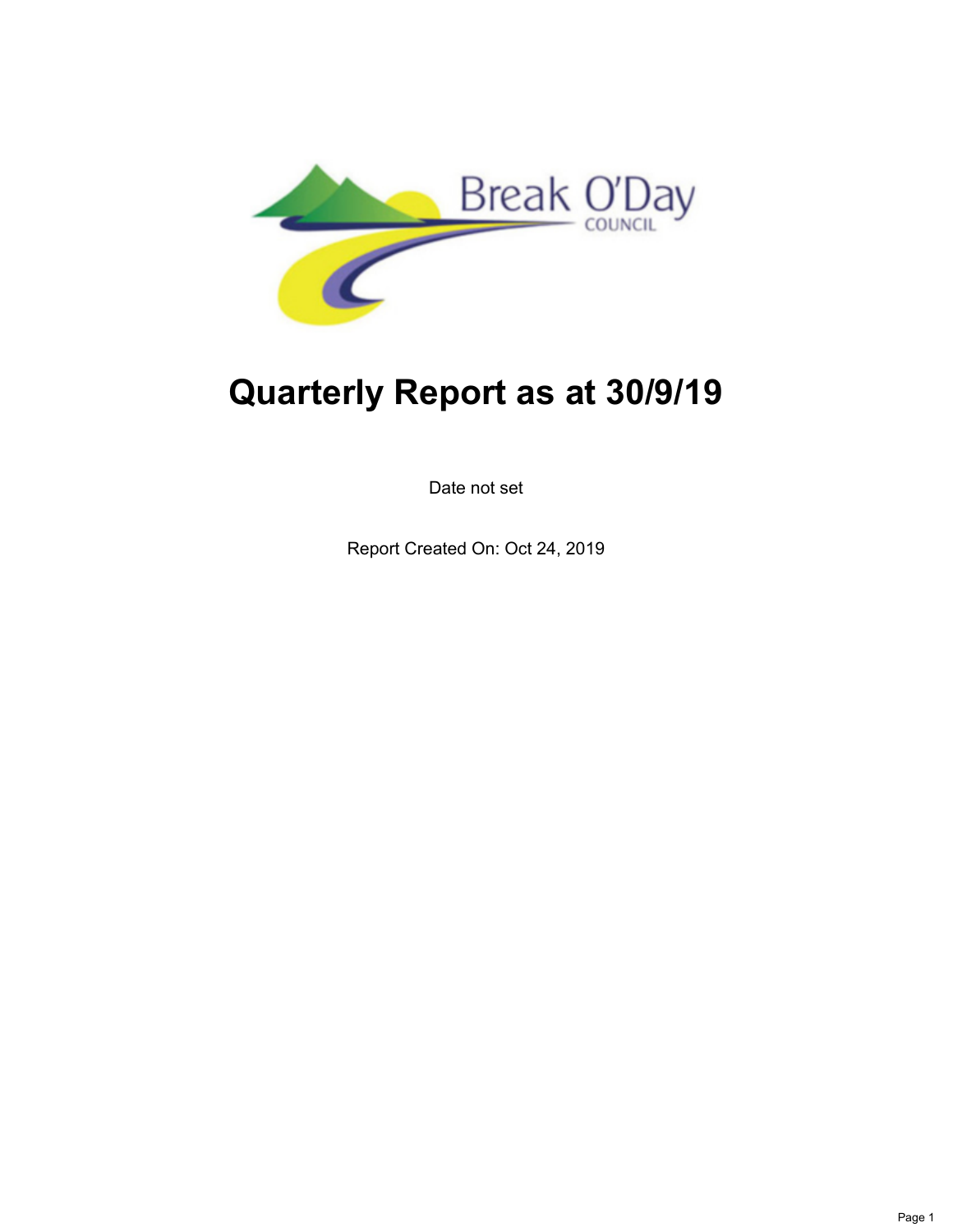Break O'Day
COUNCIL

# Quarterly Report as at 30/9/19

Date not set

Report Created On: Oct 24, 2019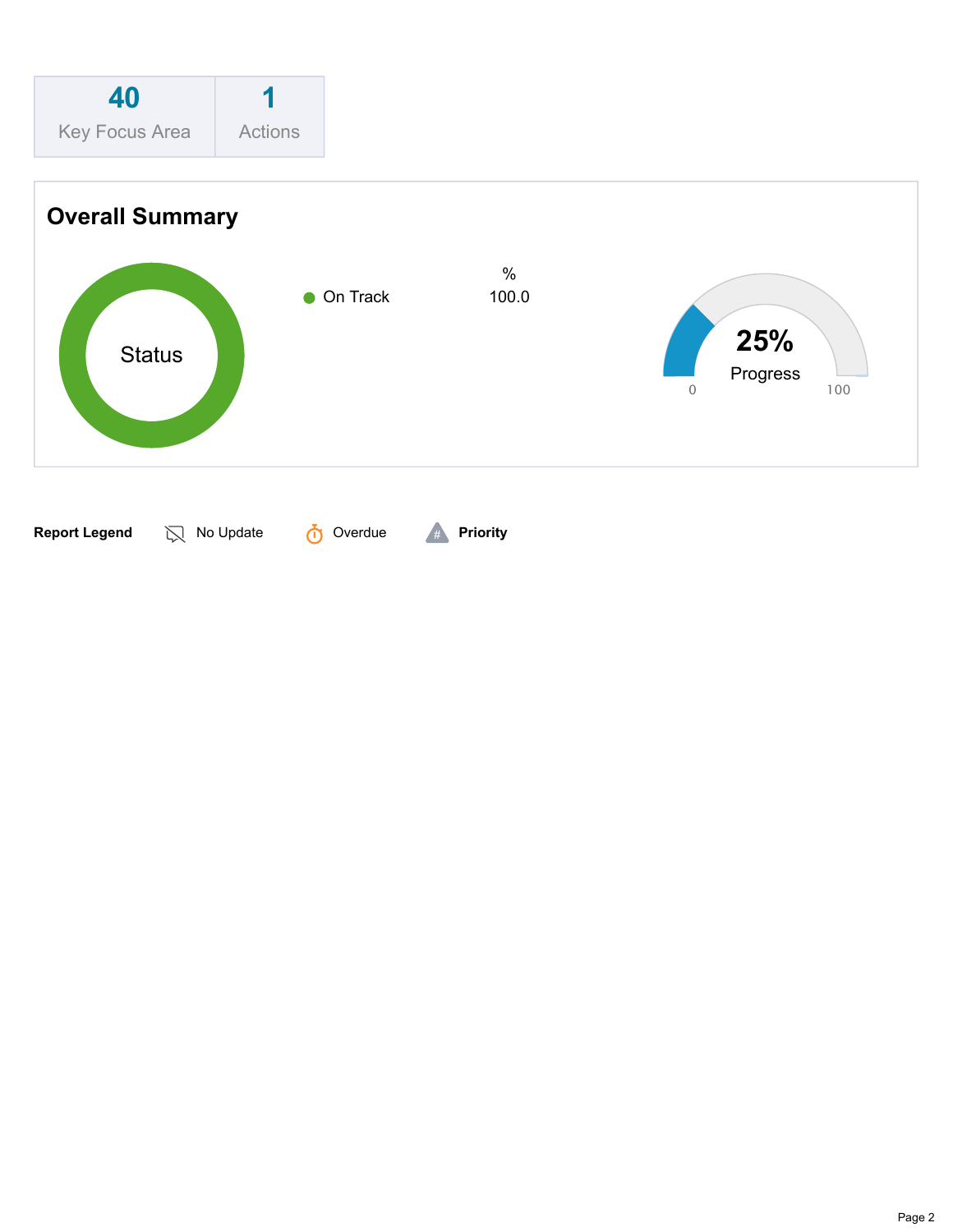| 40 | 1 |
| --- | --- |
| Key Focus Area | Actions |

## Overall Summary

Status

| | % |
| --- | --- |
| On Track | 100.0 |

**25%**
Progress

0 100

**Report Legend** No Update Overdue **Priority**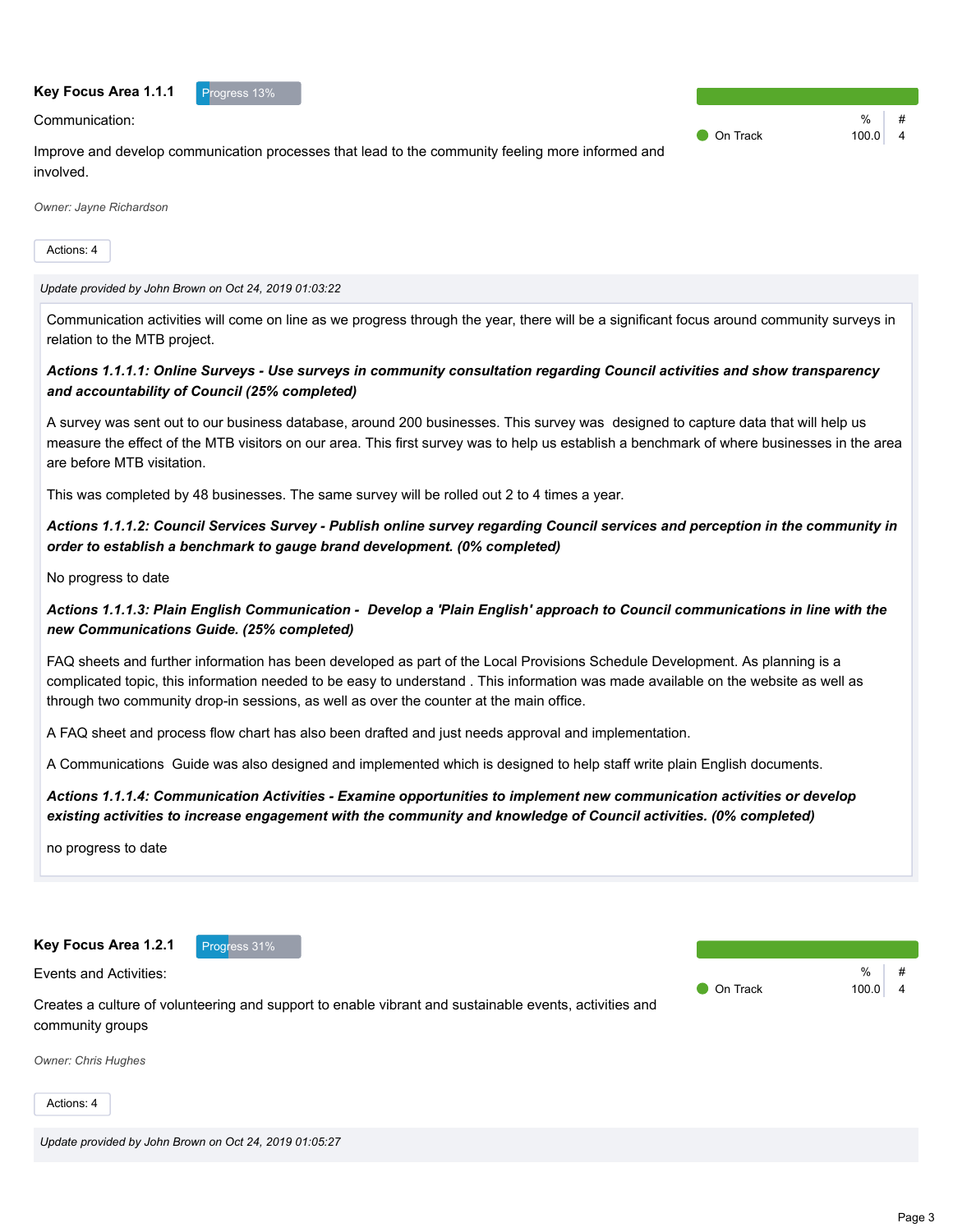### Key Focus Area 1.1.1

Progress 13%

Communication:

Improve and develop communication processes that lead to the community feeling more informed and involved.

| | % | # |
|---|---|---|
| On Track | 100.0 | 4 |

*Owner: Jayne Richardson*

Actions: 4

*Update provided by John Brown on Oct 24, 2019 01:03:22*

Communication activities will come on line as we progress through the year, there will be a significant focus around community surveys in relation to the MTB project.

***Actions 1.1.1.1: Online Surveys - Use surveys in community consultation regarding Council activities and show transparency and accountability of Council (25% completed)***

A survey was sent out to our business database, around 200 businesses. This survey was designed to capture data that will help us measure the effect of the MTB visitors on our area. This first survey was to help us establish a benchmark of where businesses in the area are before MTB visitation.

This was completed by 48 businesses. The same survey will be rolled out 2 to 4 times a year.

***Actions 1.1.1.2: Council Services Survey - Publish online survey regarding Council services and perception in the community in order to establish a benchmark to gauge brand development. (0% completed)***

No progress to date

***Actions 1.1.1.3: Plain English Communication - Develop a 'Plain English' approach to Council communications in line with the new Communications Guide. (25% completed)***

FAQ sheets and further information has been developed as part of the Local Provisions Schedule Development. As planning is a complicated topic, this information needed to be easy to understand . This information was made available on the website as well as through two community drop-in sessions, as well as over the counter at the main office.

A FAQ sheet and process flow chart has also been drafted and just needs approval and implementation.

A Communications Guide was also designed and implemented which is designed to help staff write plain English documents.

***Actions 1.1.1.4: Communication Activities - Examine opportunities to implement new communication activities or develop existing activities to increase engagement with the community and knowledge of Council activities. (0% completed)***

no progress to date

### Key Focus Area 1.2.1

Progress 31%

Events and Activities:

Creates a culture of volunteering and support to enable vibrant and sustainable events, activities and community groups

| | % | # |
|---|---|---|
| On Track | 100.0 | 4 |

*Owner: Chris Hughes*

Actions: 4

*Update provided by John Brown on Oct 24, 2019 01:05:27*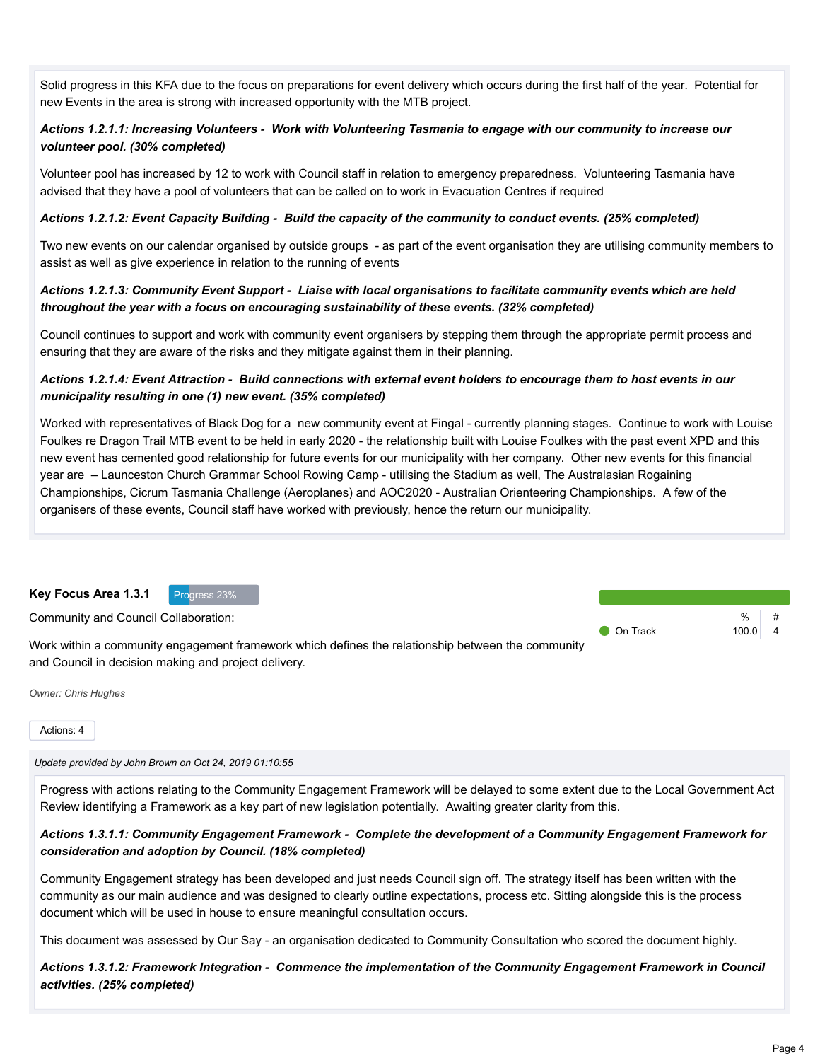Solid progress in this KFA due to the focus on preparations for event delivery which occurs during the first half of the year. Potential for new Events in the area is strong with increased opportunity with the MTB project.

***Actions 1.2.1.1: Increasing Volunteers - Work with Volunteering Tasmania to engage with our community to increase our volunteer pool. (30% completed)***

Volunteer pool has increased by 12 to work with Council staff in relation to emergency preparedness. Volunteering Tasmania have advised that they have a pool of volunteers that can be called on to work in Evacuation Centres if required

***Actions 1.2.1.2: Event Capacity Building - Build the capacity of the community to conduct events. (25% completed)***

Two new events on our calendar organised by outside groups - as part of the event organisation they are utilising community members to assist as well as give experience in relation to the running of events

***Actions 1.2.1.3: Community Event Support - Liaise with local organisations to facilitate community events which are held throughout the year with a focus on encouraging sustainability of these events. (32% completed)***

Council continues to support and work with community event organisers by stepping them through the appropriate permit process and ensuring that they are aware of the risks and they mitigate against them in their planning.

***Actions 1.2.1.4: Event Attraction - Build connections with external event holders to encourage them to host events in our municipality resulting in one (1) new event. (35% completed)***

Worked with representatives of Black Dog for a new community event at Fingal - currently planning stages. Continue to work with Louise Foulkes re Dragon Trail MTB event to be held in early 2020 - the relationship built with Louise Foulkes with the past event XPD and this new event has cemented good relationship for future events for our municipality with her company. Other new events for this financial year are – Launceston Church Grammar School Rowing Camp - utilising the Stadium as well, The Australasian Rogaining Championships, Cicrum Tasmania Challenge (Aeroplanes) and AOC2020 - Australian Orienteering Championships. A few of the organisers of these events, Council staff have worked with previously, hence the return our municipality.

**Key Focus Area 1.3.1** Progress 23%

Community and Council Collaboration:

Work within a community engagement framework which defines the relationship between the community and Council in decision making and project delivery.

| | % | # |
|---|---|---|
| On Track | 100.0 | 4 |

*Owner: Chris Hughes*

Actions: 4

*Update provided by John Brown on Oct 24, 2019 01:10:55*

Progress with actions relating to the Community Engagement Framework will be delayed to some extent due to the Local Government Act Review identifying a Framework as a key part of new legislation potentially. Awaiting greater clarity from this.

***Actions 1.3.1.1: Community Engagement Framework - Complete the development of a Community Engagement Framework for consideration and adoption by Council. (18% completed)***

Community Engagement strategy has been developed and just needs Council sign off. The strategy itself has been written with the community as our main audience and was designed to clearly outline expectations, process etc. Sitting alongside this is the process document which will be used in house to ensure meaningful consultation occurs.

This document was assessed by Our Say - an organisation dedicated to Community Consultation who scored the document highly.

***Actions 1.3.1.2: Framework Integration - Commence the implementation of the Community Engagement Framework in Council activities. (25% completed)***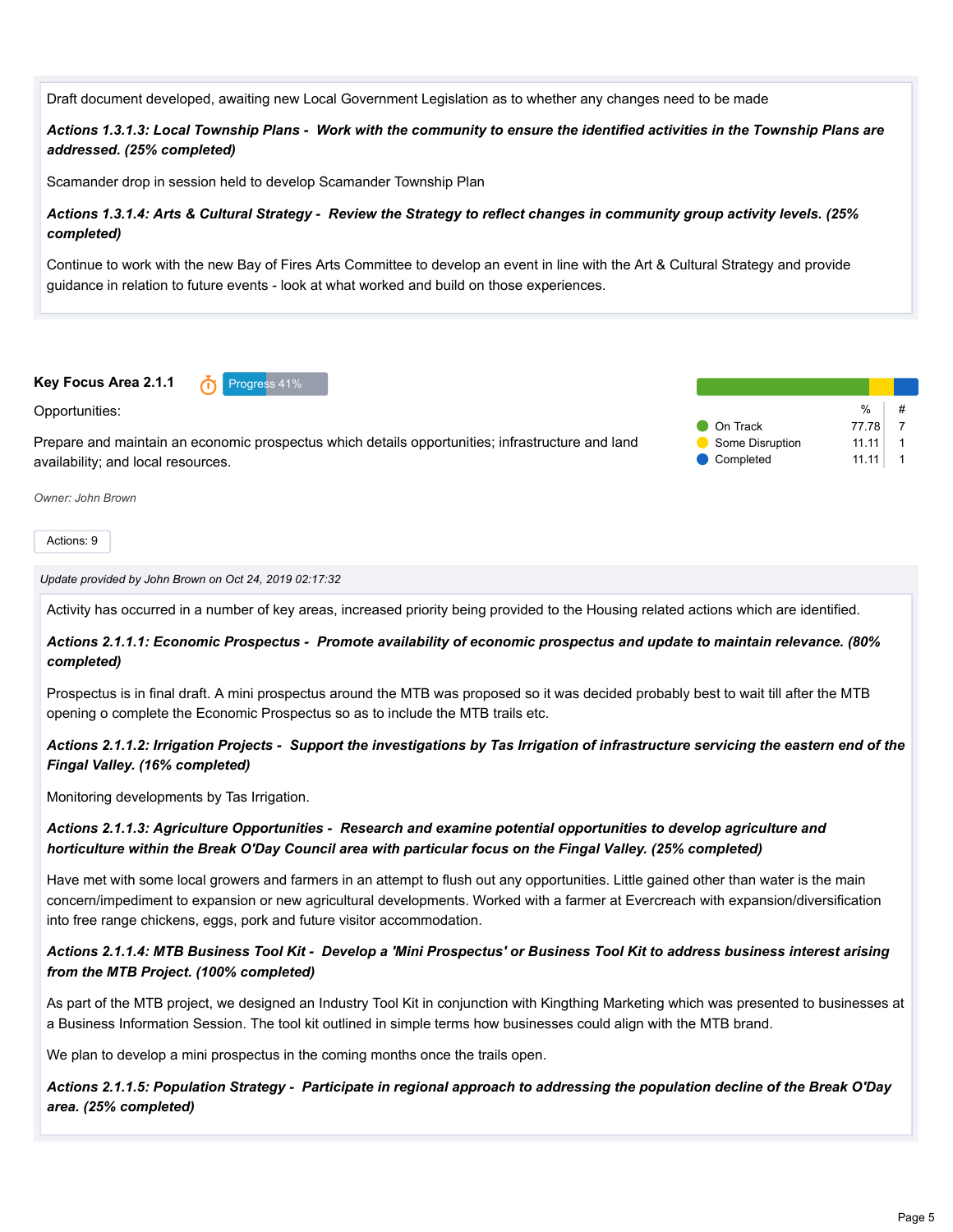Draft document developed, awaiting new Local Government Legislation as to whether any changes need to be made

***Actions 1.3.1.3: Local Township Plans - Work with the community to ensure the identified activities in the Township Plans are addressed. (25% completed)***

Scamander drop in session held to develop Scamander Township Plan

***Actions 1.3.1.4: Arts & Cultural Strategy - Review the Strategy to reflect changes in community group activity levels. (25% completed)***

Continue to work with the new Bay of Fires Arts Committee to develop an event in line with the Art & Cultural Strategy and provide guidance in relation to future events - look at what worked and build on those experiences.

**Key Focus Area 2.1.1** Progress 41%

Opportunities:

Prepare and maintain an economic prospectus which details opportunities; infrastructure and land availability; and local resources.

| | % | # |
|---|---|---|
| On Track | 77.78 | 7 |
| Some Disruption | 11.11 | 1 |
| Completed | 11.11 | 1 |

*Owner: John Brown*

Actions: 9

*Update provided by John Brown on Oct 24, 2019 02:17:32*

Activity has occurred in a number of key areas, increased priority being provided to the Housing related actions which are identified.

***Actions 2.1.1.1: Economic Prospectus - Promote availability of economic prospectus and update to maintain relevance. (80% completed)***

Prospectus is in final draft. A mini prospectus around the MTB was proposed so it was decided probably best to wait till after the MTB opening o complete the Economic Prospectus so as to include the MTB trails etc.

***Actions 2.1.1.2: Irrigation Projects - Support the investigations by Tas Irrigation of infrastructure servicing the eastern end of the Fingal Valley. (16% completed)***

Monitoring developments by Tas Irrigation.

***Actions 2.1.1.3: Agriculture Opportunities - Research and examine potential opportunities to develop agriculture and horticulture within the Break O'Day Council area with particular focus on the Fingal Valley. (25% completed)***

Have met with some local growers and farmers in an attempt to flush out any opportunities. Little gained other than water is the main concern/impediment to expansion or new agricultural developments. Worked with a farmer at Evercreach with expansion/diversification into free range chickens, eggs, pork and future visitor accommodation.

***Actions 2.1.1.4: MTB Business Tool Kit - Develop a 'Mini Prospectus' or Business Tool Kit to address business interest arising from the MTB Project. (100% completed)***

As part of the MTB project, we designed an Industry Tool Kit in conjunction with Kingthing Marketing which was presented to businesses at a Business Information Session. The tool kit outlined in simple terms how businesses could align with the MTB brand.

We plan to develop a mini prospectus in the coming months once the trails open.

***Actions 2.1.1.5: Population Strategy - Participate in regional approach to addressing the population decline of the Break O'Day area. (25% completed)***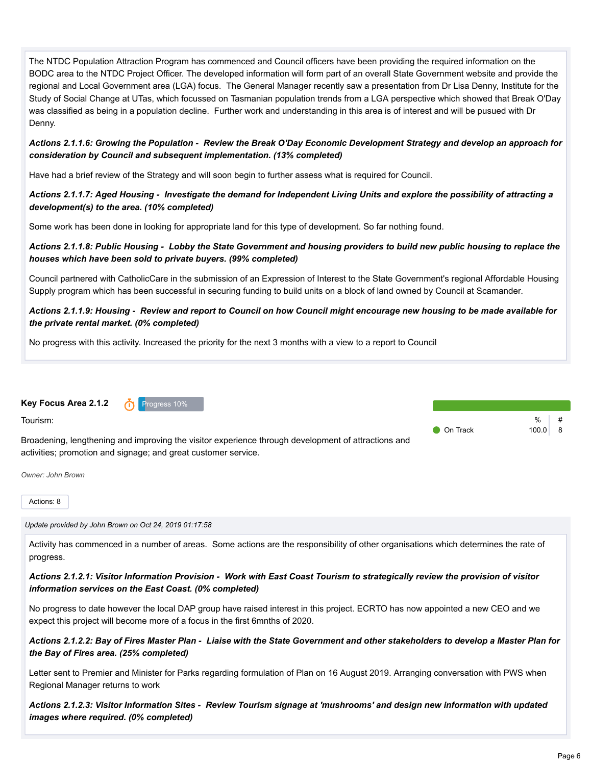The NTDC Population Attraction Program has commenced and Council officers have been providing the required information on the BODC area to the NTDC Project Officer. The developed information will form part of an overall State Government website and provide the regional and Local Government area (LGA) focus. The General Manager recently saw a presentation from Dr Lisa Denny, Institute for the Study of Social Change at UTas, which focussed on Tasmanian population trends from a LGA perspective which showed that Break O'Day was classified as being in a population decline. Further work and understanding in this area is of interest and will be pusued with Dr Denny.

***Actions 2.1.1.6: Growing the Population - Review the Break O'Day Economic Development Strategy and develop an approach for consideration by Council and subsequent implementation. (13% completed)***

Have had a brief review of the Strategy and will soon begin to further assess what is required for Council.

***Actions 2.1.1.7: Aged Housing - Investigate the demand for Independent Living Units and explore the possibility of attracting a development(s) to the area. (10% completed)***

Some work has been done in looking for appropriate land for this type of development. So far nothing found.

***Actions 2.1.1.8: Public Housing - Lobby the State Government and housing providers to build new public housing to replace the houses which have been sold to private buyers. (99% completed)***

Council partnered with CatholicCare in the submission of an Expression of Interest to the State Government's regional Affordable Housing Supply program which has been successful in securing funding to build units on a block of land owned by Council at Scamander.

***Actions 2.1.1.9: Housing - Review and report to Council on how Council might encourage new housing to be made available for the private rental market. (0% completed)***

No progress with this activity. Increased the priority for the next 3 months with a view to a report to Council

### Key Focus Area 2.1.2

Progress 10%

Tourism:

Broadening, lengthening and improving the visitor experience through development of attractions and activities; promotion and signage; and great customer service.

| | % | # |
|---|---|---|
| On Track | 100.0 | 8 |

*Owner: John Brown*

Actions: 8

*Update provided by John Brown on Oct 24, 2019 01:17:58*

Activity has commenced in a number of areas. Some actions are the responsibility of other organisations which determines the rate of progress.

***Actions 2.1.2.1: Visitor Information Provision - Work with East Coast Tourism to strategically review the provision of visitor information services on the East Coast. (0% completed)***

No progress to date however the local DAP group have raised interest in this project. ECRTO has now appointed a new CEO and we expect this project will become more of a focus in the first 6mnths of 2020.

***Actions 2.1.2.2: Bay of Fires Master Plan - Liaise with the State Government and other stakeholders to develop a Master Plan for the Bay of Fires area. (25% completed)***

Letter sent to Premier and Minister for Parks regarding formulation of Plan on 16 August 2019. Arranging conversation with PWS when Regional Manager returns to work

***Actions 2.1.2.3: Visitor Information Sites - Review Tourism signage at 'mushrooms' and design new information with updated images where required. (0% completed)***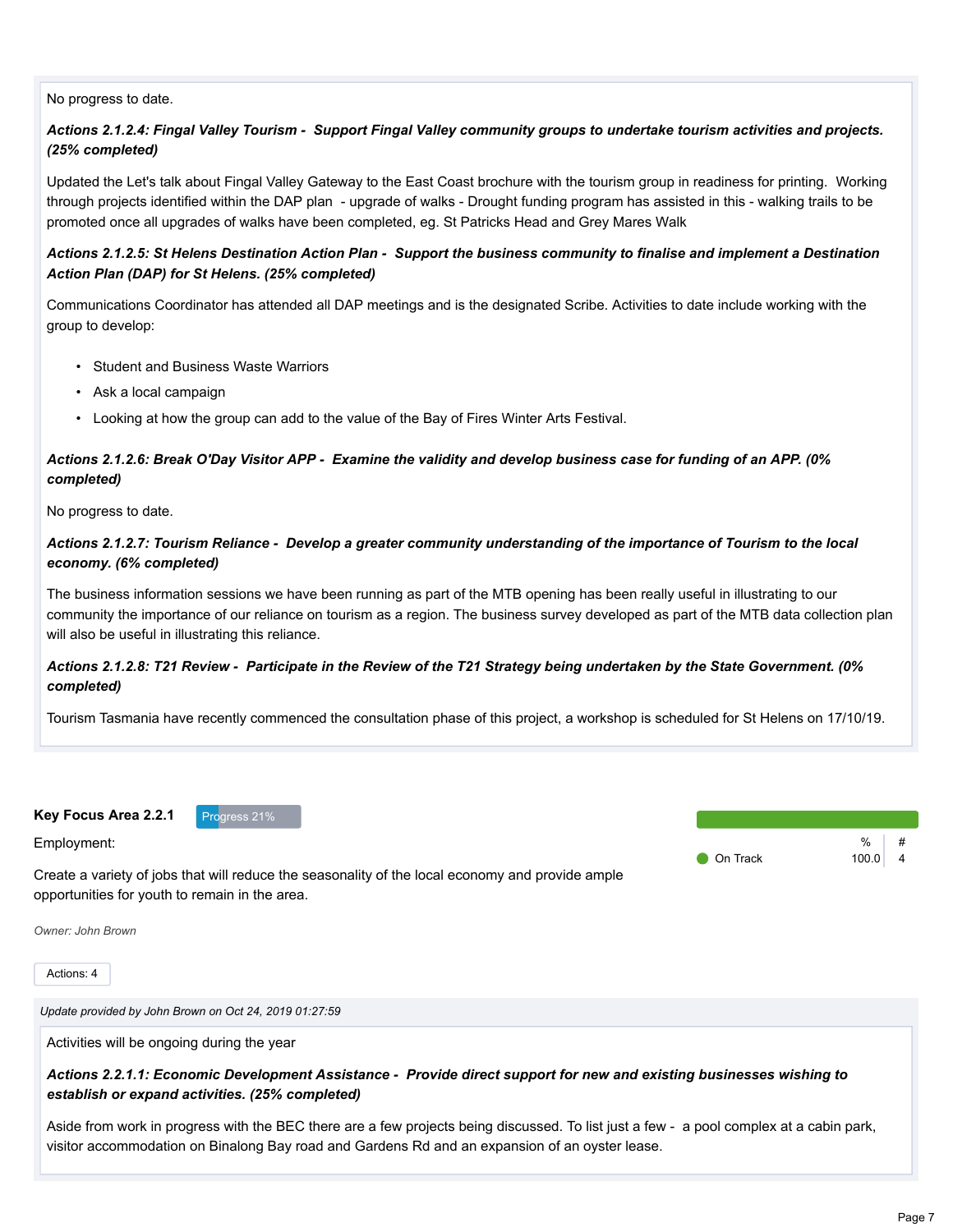No progress to date.

***Actions 2.1.2.4: Fingal Valley Tourism - Support Fingal Valley community groups to undertake tourism activities and projects. (25% completed)***

Updated the Let's talk about Fingal Valley Gateway to the East Coast brochure with the tourism group in readiness for printing. Working through projects identified within the DAP plan - upgrade of walks - Drought funding program has assisted in this - walking trails to be promoted once all upgrades of walks have been completed, eg. St Patricks Head and Grey Mares Walk

***Actions 2.1.2.5: St Helens Destination Action Plan - Support the business community to finalise and implement a Destination Action Plan (DAP) for St Helens. (25% completed)***

Communications Coordinator has attended all DAP meetings and is the designated Scribe. Activities to date include working with the group to develop:

- Student and Business Waste Warriors
- Ask a local campaign
- Looking at how the group can add to the value of the Bay of Fires Winter Arts Festival.

***Actions 2.1.2.6: Break O'Day Visitor APP - Examine the validity and develop business case for funding of an APP. (0% completed)***

No progress to date.

***Actions 2.1.2.7: Tourism Reliance - Develop a greater community understanding of the importance of Tourism to the local economy. (6% completed)***

The business information sessions we have been running as part of the MTB opening has been really useful in illustrating to our community the importance of our reliance on tourism as a region. The business survey developed as part of the MTB data collection plan will also be useful in illustrating this reliance.

***Actions 2.1.2.8: T21 Review - Participate in the Review of the T21 Strategy being undertaken by the State Government. (0% completed)***

Tourism Tasmania have recently commenced the consultation phase of this project, a workshop is scheduled for St Helens on 17/10/19.

**Key Focus Area 2.2.1** Progress 21%

Employment:

Create a variety of jobs that will reduce the seasonality of the local economy and provide ample opportunities for youth to remain in the area.

| | % | # |
|---|---|---|
| On Track | 100.0 | 4 |

*Owner: John Brown*

Actions: 4

*Update provided by John Brown on Oct 24, 2019 01:27:59*

Activities will be ongoing during the year

***Actions 2.2.1.1: Economic Development Assistance - Provide direct support for new and existing businesses wishing to establish or expand activities. (25% completed)***

Aside from work in progress with the BEC there are a few projects being discussed. To list just a few - a pool complex at a cabin park, visitor accommodation on Binalong Bay road and Gardens Rd and an expansion of an oyster lease.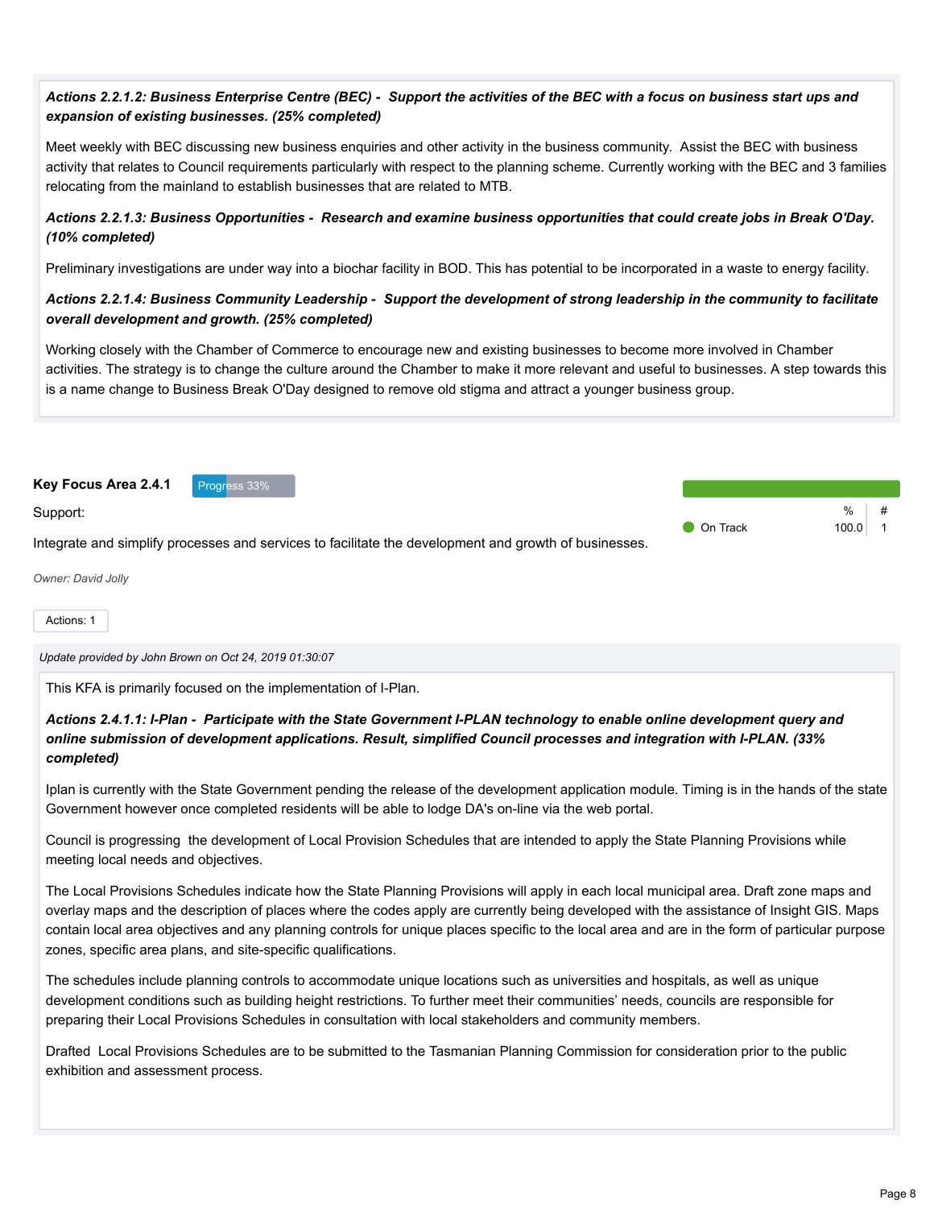***Actions 2.2.1.2: Business Enterprise Centre (BEC) - Support the activities of the BEC with a focus on business start ups and expansion of existing businesses. (25% completed)***

Meet weekly with BEC discussing new business enquiries and other activity in the business community. Assist the BEC with business activity that relates to Council requirements particularly with respect to the planning scheme. Currently working with the BEC and 3 families relocating from the mainland to establish businesses that are related to MTB.

***Actions 2.2.1.3: Business Opportunities - Research and examine business opportunities that could create jobs in Break O'Day. (10% completed)***

Preliminary investigations are under way into a biochar facility in BOD. This has potential to be incorporated in a waste to energy facility.

***Actions 2.2.1.4: Business Community Leadership - Support the development of strong leadership in the community to facilitate overall development and growth. (25% completed)***

Working closely with the Chamber of Commerce to encourage new and existing businesses to become more involved in Chamber activities. The strategy is to change the culture around the Chamber to make it more relevant and useful to businesses. A step towards this is a name change to Business Break O'Day designed to remove old stigma and attract a younger business group.

**Key Focus Area 2.4.1** Progress 33%

Support:

Integrate and simplify processes and services to facilitate the development and growth of businesses.

| | % | # |
|---|---|---|
| On Track | 100.0 | 1 |

*Owner: David Jolly*

Actions: 1

*Update provided by John Brown on Oct 24, 2019 01:30:07*

This KFA is primarily focused on the implementation of I-Plan.

***Actions 2.4.1.1: I-Plan - Participate with the State Government I-PLAN technology to enable online development query and online submission of development applications. Result, simplified Council processes and integration with I-PLAN. (33% completed)***

Iplan is currently with the State Government pending the release of the development application module. Timing is in the hands of the state Government however once completed residents will be able to lodge DA's on-line via the web portal.

Council is progressing the development of Local Provision Schedules that are intended to apply the State Planning Provisions while meeting local needs and objectives.

The Local Provisions Schedules indicate how the State Planning Provisions will apply in each local municipal area. Draft zone maps and overlay maps and the description of places where the codes apply are currently being developed with the assistance of Insight GIS. Maps contain local area objectives and any planning controls for unique places specific to the local area and are in the form of particular purpose zones, specific area plans, and site-specific qualifications.

The schedules include planning controls to accommodate unique locations such as universities and hospitals, as well as unique development conditions such as building height restrictions. To further meet their communities' needs, councils are responsible for preparing their Local Provisions Schedules in consultation with local stakeholders and community members.

Drafted Local Provisions Schedules are to be submitted to the Tasmanian Planning Commission for consideration prior to the public exhibition and assessment process.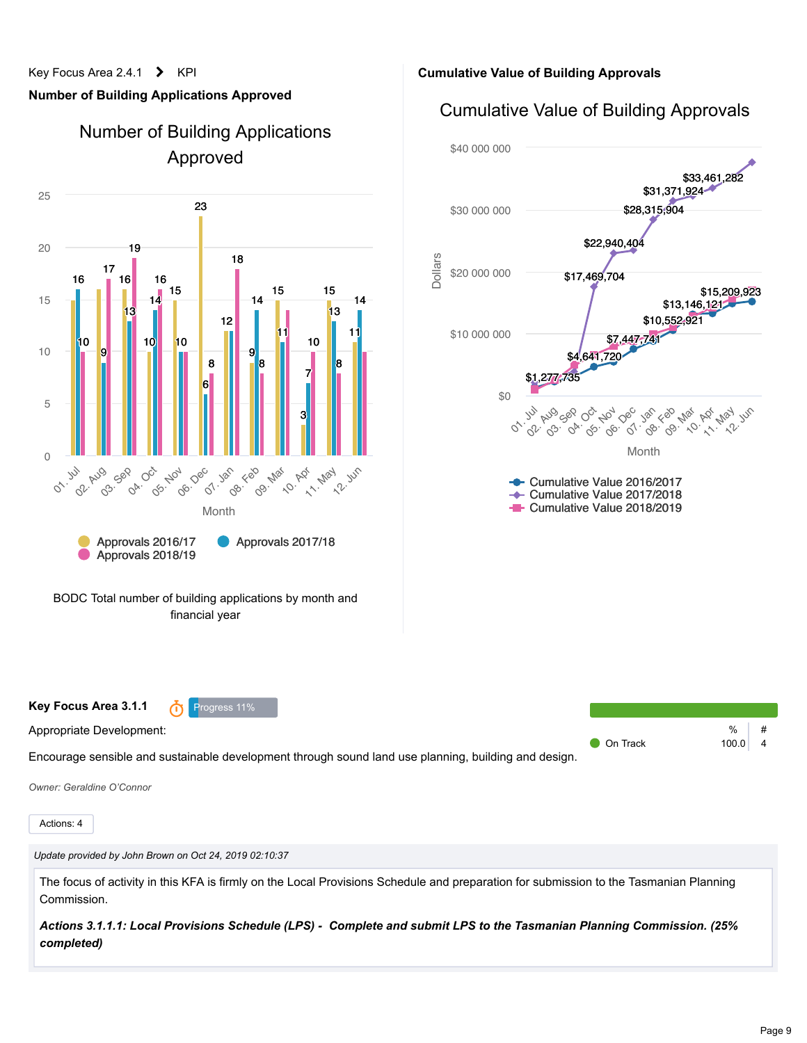Key Focus Area 2.4.1 > KPI

**Number of Building Applications Approved**

Number of Building Applications Approved

| Month | Approvals 2016/17 | Approvals 2017/18 | Approvals 2018/19 |
|---|---|---|---|
| 01. Jul | 15 | 16 | 10 |
| 02. Aug | 16 | 9 | 17 |
| 03. Sep | 16 | 13 | 19 |
| 04. Oct | 10 | 14 | 16 |
| 05. Nov | 15 | 10 | 10 |
| 06. Dec | 23 | 6 | 8 |
| 07. Jan | 12 | 12 | 18 |
| 08. Feb | 9 | 14 | 8 |
| 09. Mar | 15 | 11 | 14 |
| 10. Apr | 3 | 7 | 10 |
| 11. May | 15 | 13 | 8 |
| 12. Jun | 11 | 14 | 10 |

BODC Total number of building applications by month and financial year

**Cumulative Value of Building Approvals**

Cumulative Value of Building Approvals

Labelled values: $1,277,735; $4,641,720; $7,447,741; $10,552,921; $13,146,121; $15,209,923; $17,469,704; $22,940,404; $28,315,904; $31,371,924; $33,461,282

Legend: Cumulative Value 2016/2017; Cumulative Value 2017/2018; Cumulative Value 2018/2019

**Key Focus Area 3.1.1** Progress 11%

Appropriate Development:

Encourage sensible and sustainable development through sound land use planning, building and design.

| | % | # |
|---|---|---|
| On Track | 100.0 | 4 |

*Owner: Geraldine O'Connor*

Actions: 4

*Update provided by John Brown on Oct 24, 2019 02:10:37*

The focus of activity in this KFA is firmly on the Local Provisions Schedule and preparation for submission to the Tasmanian Planning Commission.

***Actions 3.1.1.1: Local Provisions Schedule (LPS) - Complete and submit LPS to the Tasmanian Planning Commission. (25% completed)***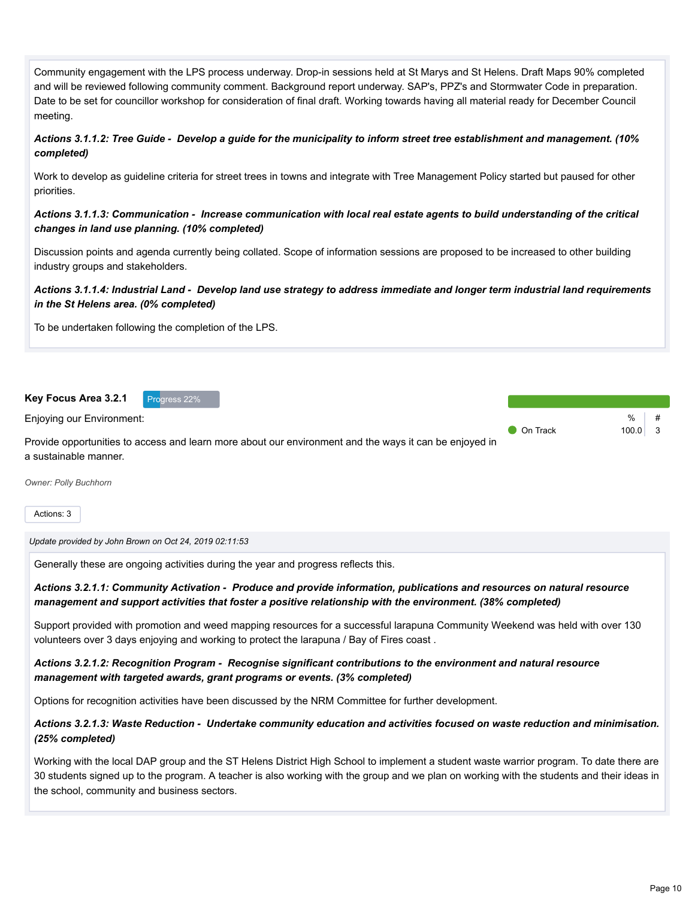Community engagement with the LPS process underway. Drop-in sessions held at St Marys and St Helens. Draft Maps 90% completed and will be reviewed following community comment. Background report underway. SAP's, PPZ's and Stormwater Code in preparation. Date to be set for councillor workshop for consideration of final draft. Working towards having all material ready for December Council meeting.

***Actions 3.1.1.2: Tree Guide - Develop a guide for the municipality to inform street tree establishment and management. (10% completed)***

Work to develop as guideline criteria for street trees in towns and integrate with Tree Management Policy started but paused for other priorities.

***Actions 3.1.1.3: Communication - Increase communication with local real estate agents to build understanding of the critical changes in land use planning. (10% completed)***

Discussion points and agenda currently being collated. Scope of information sessions are proposed to be increased to other building industry groups and stakeholders.

***Actions 3.1.1.4: Industrial Land - Develop land use strategy to address immediate and longer term industrial land requirements in the St Helens area. (0% completed)***

To be undertaken following the completion of the LPS.

**Key Focus Area 3.2.1** Progress 22%

Enjoying our Environment:

Provide opportunities to access and learn more about our environment and the ways it can be enjoyed in a sustainable manner.

| | % | # |
|---|---|---|
| On Track | 100.0 | 3 |

*Owner: Polly Buchhorn*

Actions: 3

*Update provided by John Brown on Oct 24, 2019 02:11:53*

Generally these are ongoing activities during the year and progress reflects this.

***Actions 3.2.1.1: Community Activation - Produce and provide information, publications and resources on natural resource management and support activities that foster a positive relationship with the environment. (38% completed)***

Support provided with promotion and weed mapping resources for a successful larapuna Community Weekend was held with over 130 volunteers over 3 days enjoying and working to protect the larapuna / Bay of Fires coast .

***Actions 3.2.1.2: Recognition Program - Recognise significant contributions to the environment and natural resource management with targeted awards, grant programs or events. (3% completed)***

Options for recognition activities have been discussed by the NRM Committee for further development.

***Actions 3.2.1.3: Waste Reduction - Undertake community education and activities focused on waste reduction and minimisation. (25% completed)***

Working with the local DAP group and the ST Helens District High School to implement a student waste warrior program. To date there are 30 students signed up to the program. A teacher is also working with the group and we plan on working with the students and their ideas in the school, community and business sectors.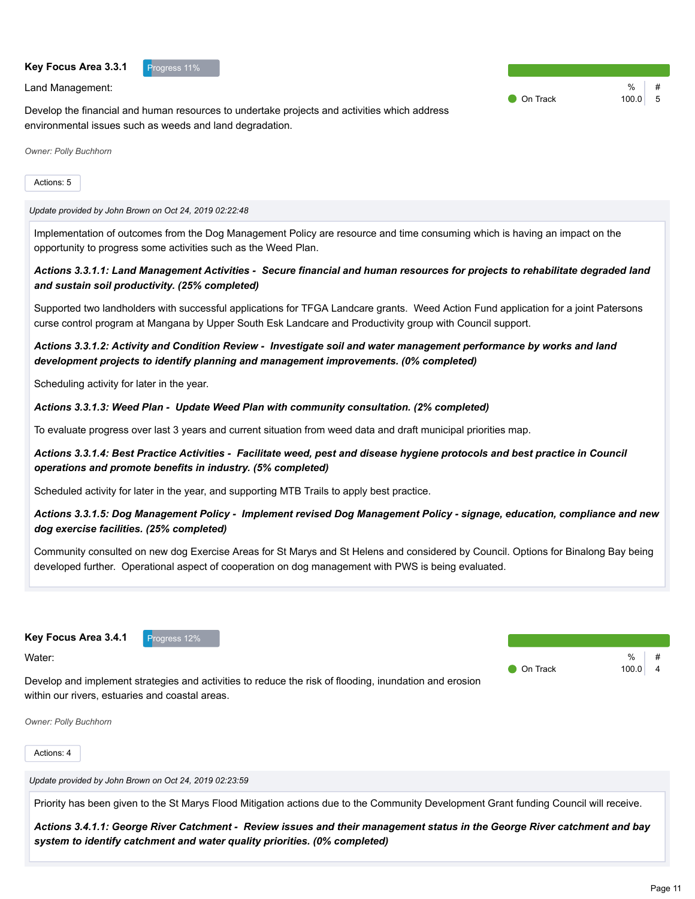**Key Focus Area 3.3.1** Progress 11%

Land Management:

Develop the financial and human resources to undertake projects and activities which address environmental issues such as weeds and land degradation.

| | % | # |
|---|---|---|
| On Track | 100.0 | 5 |

*Owner: Polly Buchhorn*

Actions: 5

*Update provided by John Brown on Oct 24, 2019 02:22:48*

Implementation of outcomes from the Dog Management Policy are resource and time consuming which is having an impact on the opportunity to progress some activities such as the Weed Plan.

***Actions 3.3.1.1: Land Management Activities - Secure financial and human resources for projects to rehabilitate degraded land and sustain soil productivity. (25% completed)***

Supported two landholders with successful applications for TFGA Landcare grants. Weed Action Fund application for a joint Patersons curse control program at Mangana by Upper South Esk Landcare and Productivity group with Council support.

***Actions 3.3.1.2: Activity and Condition Review - Investigate soil and water management performance by works and land development projects to identify planning and management improvements. (0% completed)***

Scheduling activity for later in the year.

***Actions 3.3.1.3: Weed Plan - Update Weed Plan with community consultation. (2% completed)***

To evaluate progress over last 3 years and current situation from weed data and draft municipal priorities map.

***Actions 3.3.1.4: Best Practice Activities - Facilitate weed, pest and disease hygiene protocols and best practice in Council operations and promote benefits in industry. (5% completed)***

Scheduled activity for later in the year, and supporting MTB Trails to apply best practice.

***Actions 3.3.1.5: Dog Management Policy - Implement revised Dog Management Policy - signage, education, compliance and new dog exercise facilities. (25% completed)***

Community consulted on new dog Exercise Areas for St Marys and St Helens and considered by Council. Options for Binalong Bay being developed further. Operational aspect of cooperation on dog management with PWS is being evaluated.

**Key Focus Area 3.4.1** Progress 12%

Water:

Develop and implement strategies and activities to reduce the risk of flooding, inundation and erosion within our rivers, estuaries and coastal areas.

| | % | # |
|---|---|---|
| On Track | 100.0 | 4 |

*Owner: Polly Buchhorn*

Actions: 4

*Update provided by John Brown on Oct 24, 2019 02:23:59*

Priority has been given to the St Marys Flood Mitigation actions due to the Community Development Grant funding Council will receive.

***Actions 3.4.1.1: George River Catchment - Review issues and their management status in the George River catchment and bay system to identify catchment and water quality priorities. (0% completed)***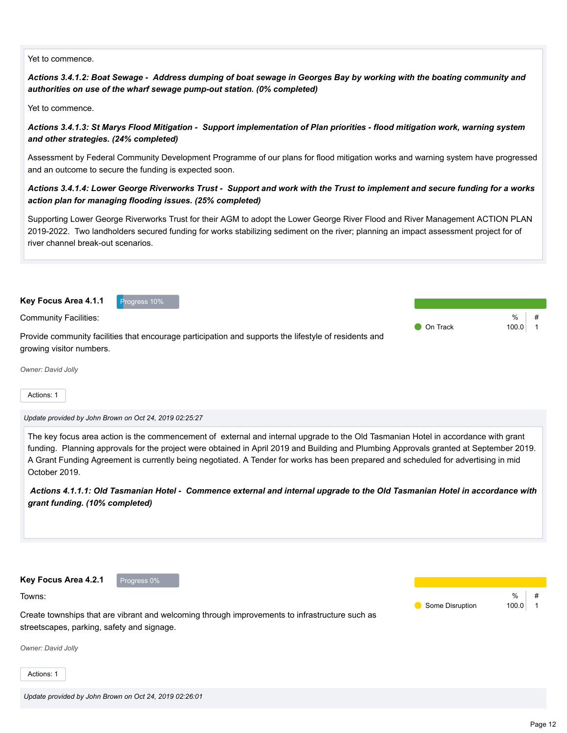Yet to commence.

***Actions 3.4.1.2: Boat Sewage - Address dumping of boat sewage in Georges Bay by working with the boating community and authorities on use of the wharf sewage pump-out station. (0% completed)***

Yet to commence.

***Actions 3.4.1.3: St Marys Flood Mitigation - Support implementation of Plan priorities - flood mitigation work, warning system and other strategies. (24% completed)***

Assessment by Federal Community Development Programme of our plans for flood mitigation works and warning system have progressed and an outcome to secure the funding is expected soon.

***Actions 3.4.1.4: Lower George Riverworks Trust - Support and work with the Trust to implement and secure funding for a works action plan for managing flooding issues. (25% completed)***

Supporting Lower George Riverworks Trust for their AGM to adopt the Lower George River Flood and River Management ACTION PLAN 2019-2022. Two landholders secured funding for works stabilizing sediment on the river; planning an impact assessment project for of river channel break-out scenarios.

## Key Focus Area 4.1.1

Progress 10%

Community Facilities:

Provide community facilities that encourage participation and supports the lifestyle of residents and growing visitor numbers.

| | % | # |
|---|---|---|
| On Track | 100.0 | 1 |

*Owner: David Jolly*

Actions: 1

*Update provided by John Brown on Oct 24, 2019 02:25:27*

The key focus area action is the commencement of external and internal upgrade to the Old Tasmanian Hotel in accordance with grant funding. Planning approvals for the project were obtained in April 2019 and Building and Plumbing Approvals granted at September 2019. A Grant Funding Agreement is currently being negotiated. A Tender for works has been prepared and scheduled for advertising in mid October 2019.

***Actions 4.1.1.1: Old Tasmanian Hotel - Commence external and internal upgrade to the Old Tasmanian Hotel in accordance with grant funding. (10% completed)***

## Key Focus Area 4.2.1

Progress 0%

Towns:

Create townships that are vibrant and welcoming through improvements to infrastructure such as streetscapes, parking, safety and signage.

| | % | # |
|---|---|---|
| Some Disruption | 100.0 | 1 |

*Owner: David Jolly*

Actions: 1

*Update provided by John Brown on Oct 24, 2019 02:26:01*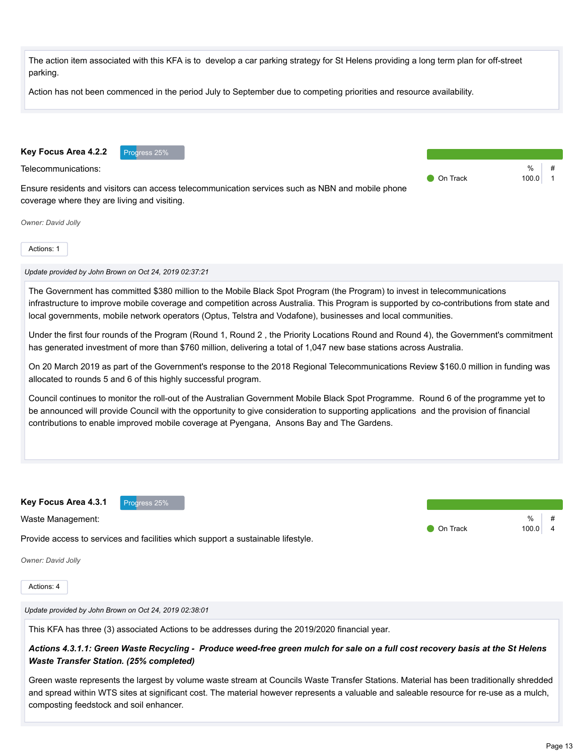The action item associated with this KFA is to develop a car parking strategy for St Helens providing a long term plan for off-street parking.

Action has not been commenced in the period July to September due to competing priorities and resource availability.

### Key Focus Area 4.2.2

Progress 25%

Telecommunications:

Ensure residents and visitors can access telecommunication services such as NBN and mobile phone coverage where they are living and visiting.

| | % | # |
|---|---|---|
| On Track | 100.0 | 1 |

*Owner: David Jolly*

Actions: 1

*Update provided by John Brown on Oct 24, 2019 02:37:21*

The Government has committed $380 million to the Mobile Black Spot Program (the Program) to invest in telecommunications infrastructure to improve mobile coverage and competition across Australia. This Program is supported by co-contributions from state and local governments, mobile network operators (Optus, Telstra and Vodafone), businesses and local communities.

Under the first four rounds of the Program (Round 1, Round 2 , the Priority Locations Round and Round 4), the Government's commitment has generated investment of more than $760 million, delivering a total of 1,047 new base stations across Australia.

On 20 March 2019 as part of the Government's response to the 2018 Regional Telecommunications Review $160.0 million in funding was allocated to rounds 5 and 6 of this highly successful program.

Council continues to monitor the roll-out of the Australian Government Mobile Black Spot Programme. Round 6 of the programme yet to be announced will provide Council with the opportunity to give consideration to supporting applications and the provision of financial contributions to enable improved mobile coverage at Pyengana, Ansons Bay and The Gardens.

### Key Focus Area 4.3.1

Progress 25%

Waste Management:

Provide access to services and facilities which support a sustainable lifestyle.

| | % | # |
|---|---|---|
| On Track | 100.0 | 4 |

*Owner: David Jolly*

Actions: 4

*Update provided by John Brown on Oct 24, 2019 02:38:01*

This KFA has three (3) associated Actions to be addresses during the 2019/2020 financial year.

***Actions 4.3.1.1: Green Waste Recycling - Produce weed-free green mulch for sale on a full cost recovery basis at the St Helens Waste Transfer Station. (25% completed)***

Green waste represents the largest by volume waste stream at Councils Waste Transfer Stations. Material has been traditionally shredded and spread within WTS sites at significant cost. The material however represents a valuable and saleable resource for re-use as a mulch, composting feedstock and soil enhancer.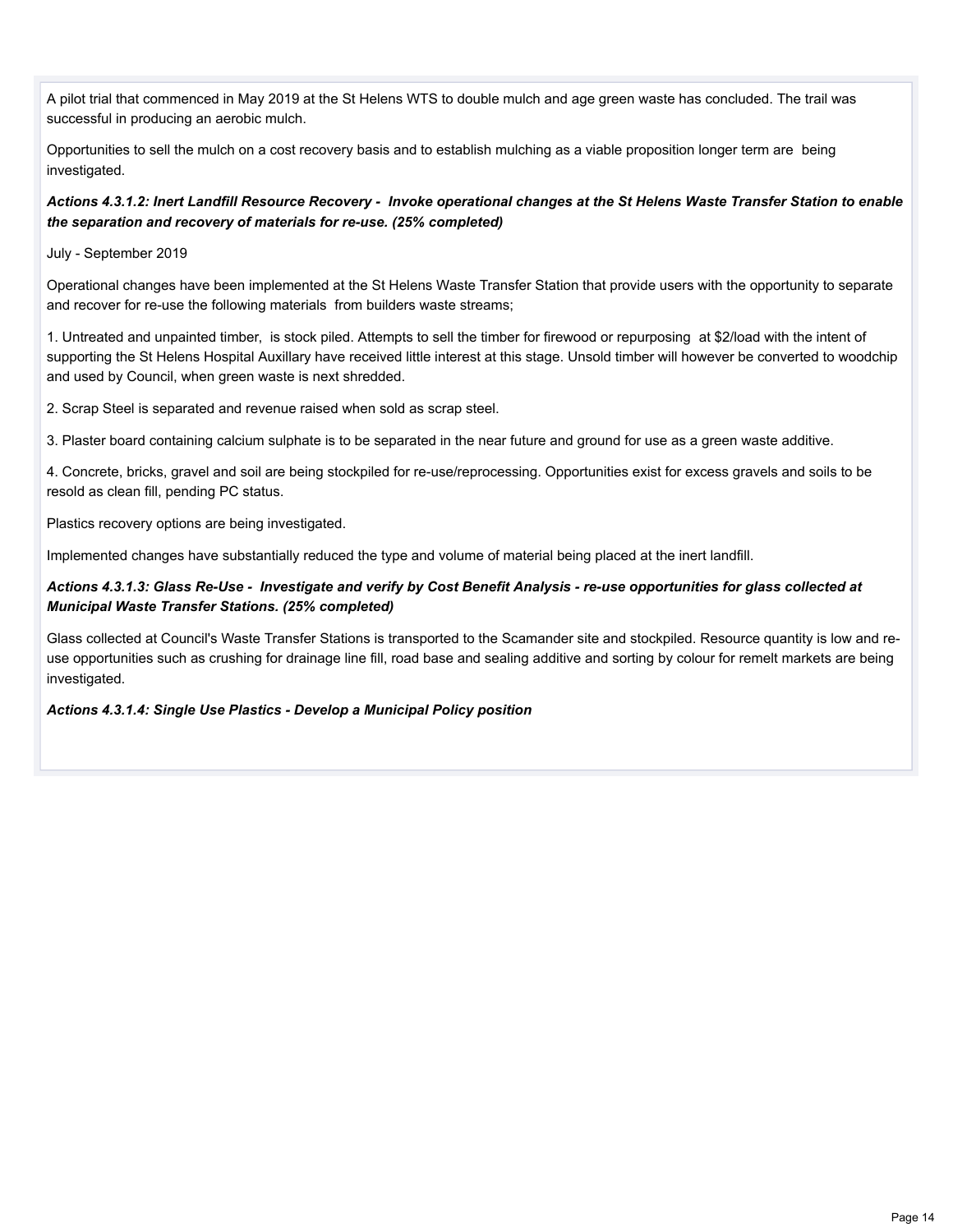A pilot trial that commenced in May 2019 at the St Helens WTS to double mulch and age green waste has concluded. The trail was successful in producing an aerobic mulch.

Opportunities to sell the mulch on a cost recovery basis and to establish mulching as a viable proposition longer term are being investigated.

***Actions 4.3.1.2: Inert Landfill Resource Recovery - Invoke operational changes at the St Helens Waste Transfer Station to enable the separation and recovery of materials for re-use. (25% completed)***

July - September 2019

Operational changes have been implemented at the St Helens Waste Transfer Station that provide users with the opportunity to separate and recover for re-use the following materials from builders waste streams;

1. Untreated and unpainted timber, is stock piled. Attempts to sell the timber for firewood or repurposing at $2/load with the intent of supporting the St Helens Hospital Auxillary have received little interest at this stage. Unsold timber will however be converted to woodchip and used by Council, when green waste is next shredded.

2. Scrap Steel is separated and revenue raised when sold as scrap steel.

3. Plaster board containing calcium sulphate is to be separated in the near future and ground for use as a green waste additive.

4. Concrete, bricks, gravel and soil are being stockpiled for re-use/reprocessing. Opportunities exist for excess gravels and soils to be resold as clean fill, pending PC status.

Plastics recovery options are being investigated.

Implemented changes have substantially reduced the type and volume of material being placed at the inert landfill.

***Actions 4.3.1.3: Glass Re-Use - Investigate and verify by Cost Benefit Analysis - re-use opportunities for glass collected at Municipal Waste Transfer Stations. (25% completed)***

Glass collected at Council's Waste Transfer Stations is transported to the Scamander site and stockpiled. Resource quantity is low and re-use opportunities such as crushing for drainage line fill, road base and sealing additive and sorting by colour for remelt markets are being investigated.

***Actions 4.3.1.4: Single Use Plastics - Develop a Municipal Policy position***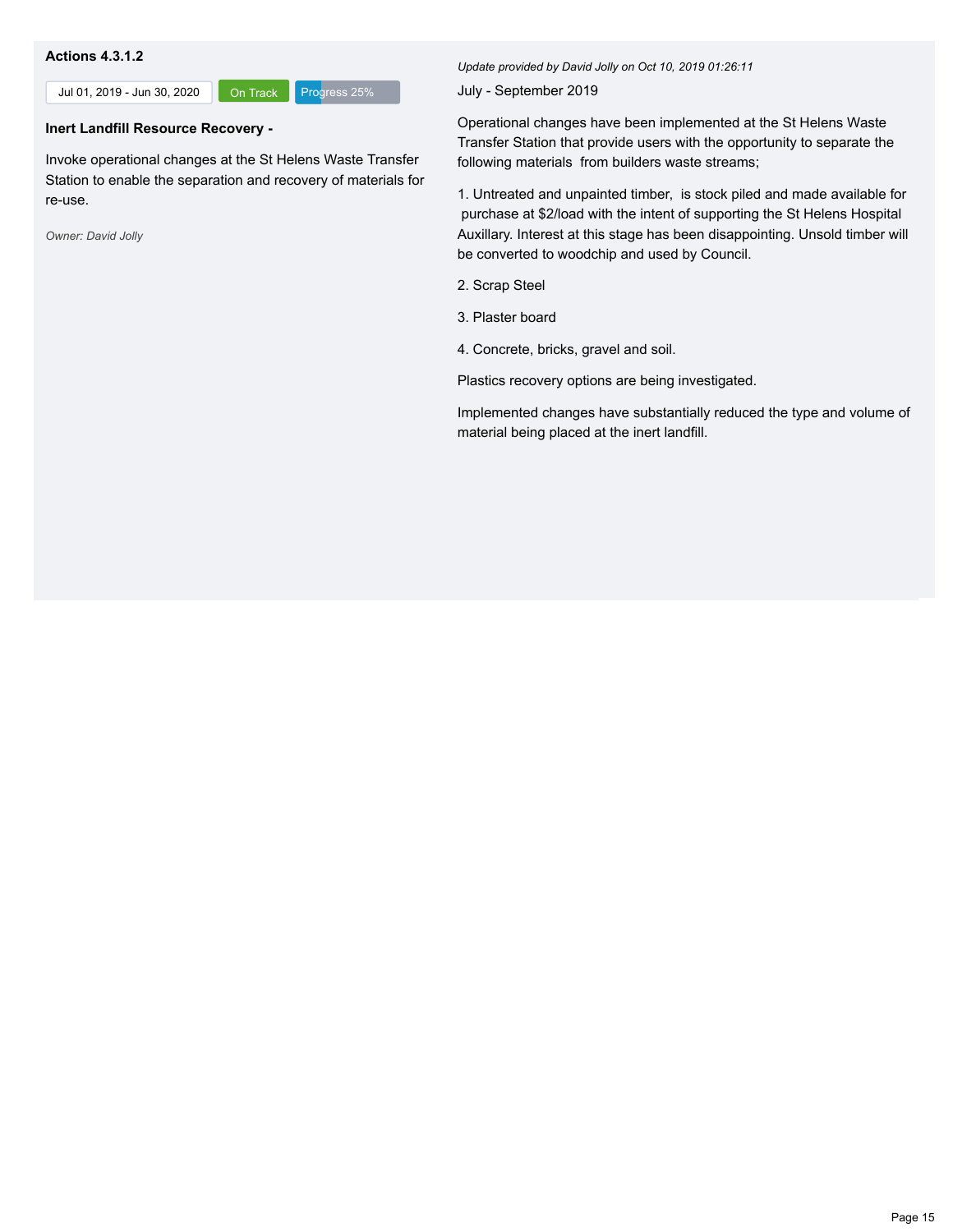**Actions 4.3.1.2**

Jul 01, 2019 - Jun 30, 2020 | On Track | Progress 25%

**Inert Landfill Resource Recovery -**

Invoke operational changes at the St Helens Waste Transfer Station to enable the separation and recovery of materials for re-use.

*Owner: David Jolly*

*Update provided by David Jolly on Oct 10, 2019 01:26:11*

July - September 2019

Operational changes have been implemented at the St Helens Waste Transfer Station that provide users with the opportunity to separate the following materials from builders waste streams;

1. Untreated and unpainted timber, is stock piled and made available for purchase at $2/load with the intent of supporting the St Helens Hospital Auxillary. Interest at this stage has been disappointing. Unsold timber will be converted to woodchip and used by Council.

2. Scrap Steel

3. Plaster board

4. Concrete, bricks, gravel and soil.

Plastics recovery options are being investigated.

Implemented changes have substantially reduced the type and volume of material being placed at the inert landfill.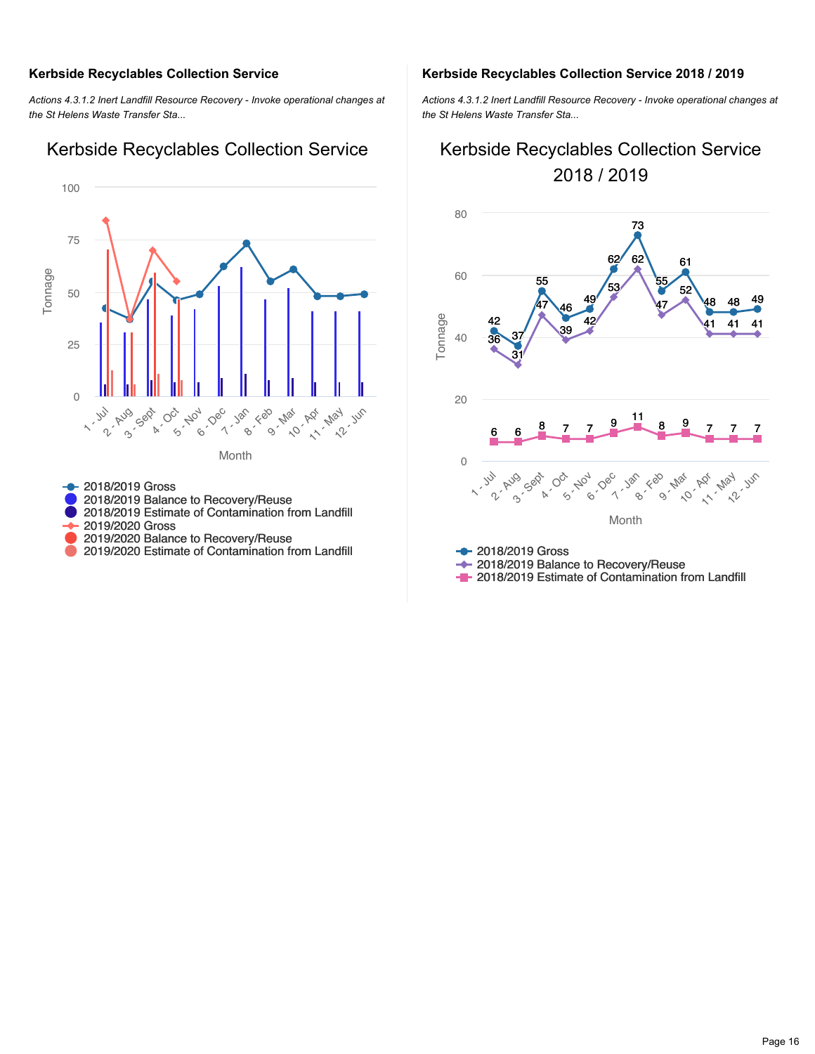### Kerbside Recyclables Collection Service

*Actions 4.3.1.2 Inert Landfill Resource Recovery - Invoke operational changes at the St Helens Waste Transfer Sta...*

Kerbside Recyclables Collection Service

- 2018/2019 Gross
- 2018/2019 Balance to Recovery/Reuse
- 2018/2019 Estimate of Contamination from Landfill
- 2019/2020 Gross
- 2019/2020 Balance to Recovery/Reuse
- 2019/2020 Estimate of Contamination from Landfill

### Kerbside Recyclables Collection Service 2018 / 2019

*Actions 4.3.1.2 Inert Landfill Resource Recovery - Invoke operational changes at the St Helens Waste Transfer Sta...*

Kerbside Recyclables Collection Service 2018 / 2019

| Month | 2018/2019 Gross | 2018/2019 Balance to Recovery/Reuse | 2018/2019 Estimate of Contamination from Landfill |
|---|---|---|---|
| 1 - Jul | 42 | 36 | 6 |
| 2 - Aug | 37 | 31 | 6 |
| 3 - Sept | 55 | 47 | 8 |
| 4 - Oct | 46 | 39 | 7 |
| 5 - Nov | 49 | 42 | 7 |
| 6 - Dec | 62 | 53 | 9 |
| 7 - Jan | 73 | 62 | 11 |
| 8 - Feb | 55 | 47 | 8 |
| 9 - Mar | 61 | 52 | 9 |
| 10 - Apr | 48 | 41 | 7 |
| 11 - May | 48 | 41 | 7 |
| 12 - Jun | 49 | 41 | 7 |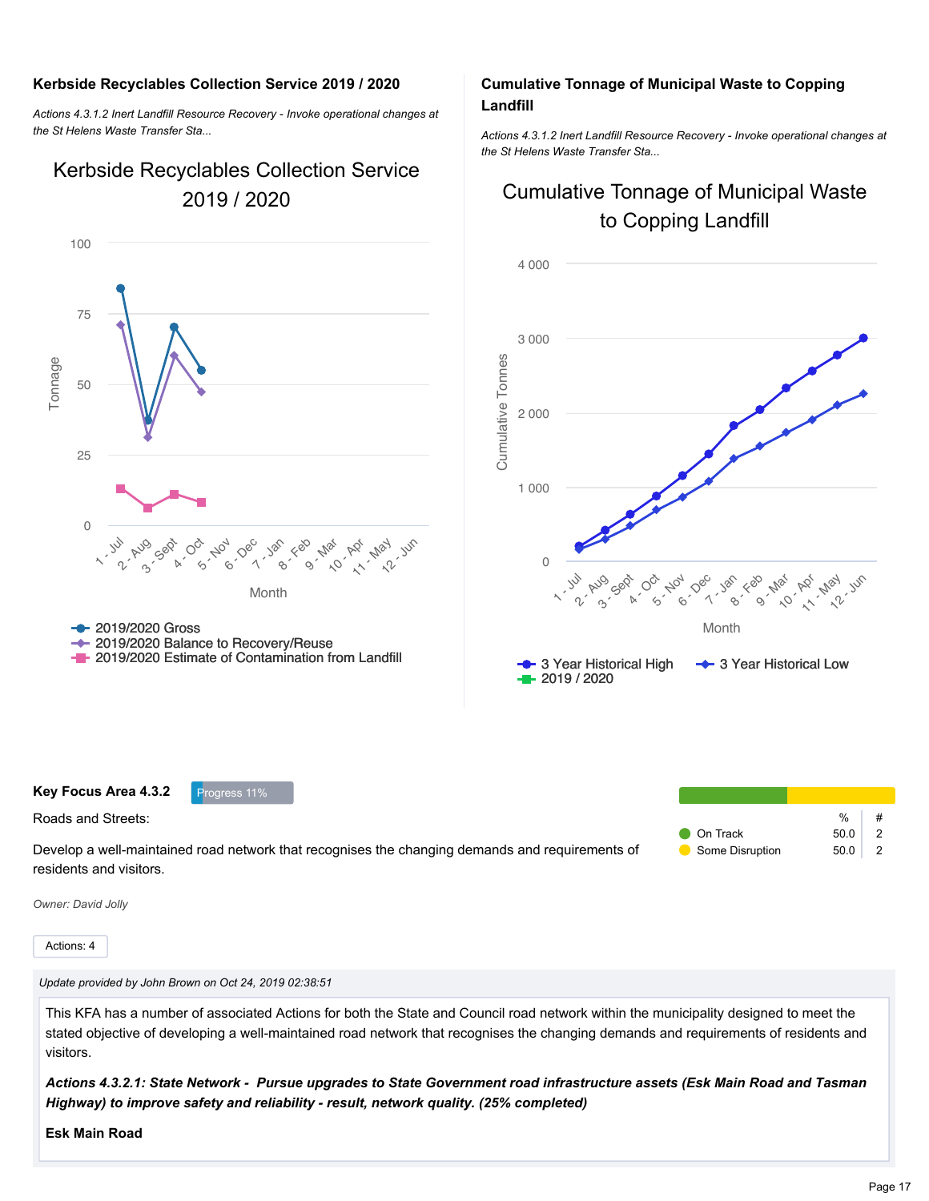### Kerbside Recyclables Collection Service 2019 / 2020

*Actions 4.3.1.2 Inert Landfill Resource Recovery - Invoke operational changes at the St Helens Waste Transfer Sta...*

### Cumulative Tonnage of Municipal Waste to Copping Landfill

*Actions 4.3.1.2 Inert Landfill Resource Recovery - Invoke operational changes at the St Helens Waste Transfer Sta...*

### Key Focus Area 4.3.2

Progress 11%

Roads and Streets:

Develop a well-maintained road network that recognises the changing demands and requirements of residents and visitors.

| | % | # |
|---|---|---|
| On Track | 50.0 | 2 |
| Some Disruption | 50.0 | 2 |

*Owner: David Jolly*

Actions: 4

*Update provided by John Brown on Oct 24, 2019 02:38:51*

This KFA has a number of associated Actions for both the State and Council road network within the municipality designed to meet the stated objective of developing a well-maintained road network that recognises the changing demands and requirements of residents and visitors.

***Actions 4.3.2.1: State Network - Pursue upgrades to State Government road infrastructure assets (Esk Main Road and Tasman Highway) to improve safety and reliability - result, network quality. (25% completed)***

**Esk Main Road**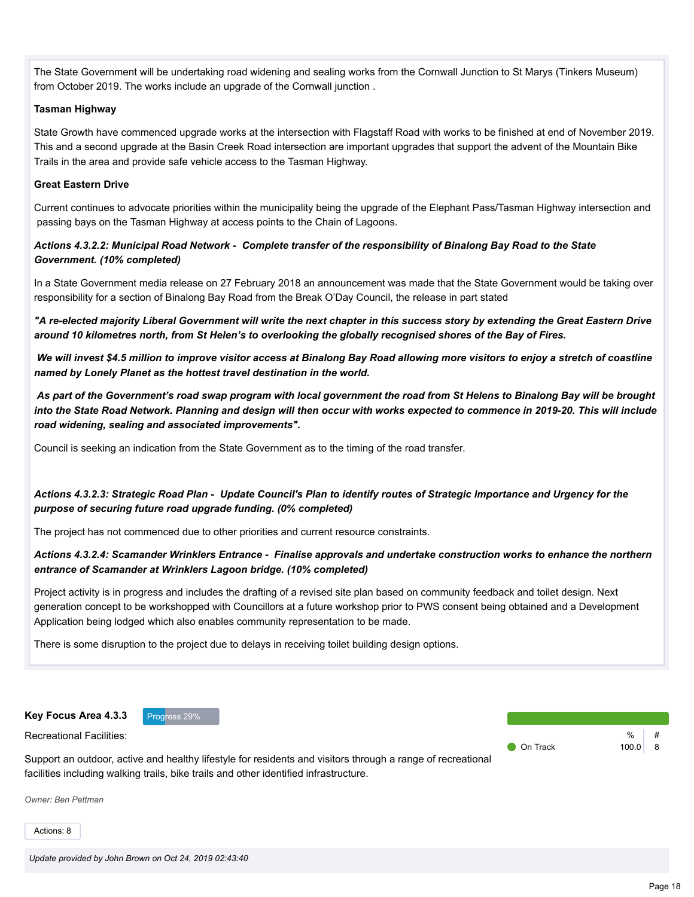The State Government will be undertaking road widening and sealing works from the Cornwall Junction to St Marys (Tinkers Museum) from October 2019. The works include an upgrade of the Cornwall junction .

**Tasman Highway**

State Growth have commenced upgrade works at the intersection with Flagstaff Road with works to be finished at end of November 2019. This and a second upgrade at the Basin Creek Road intersection are important upgrades that support the advent of the Mountain Bike Trails in the area and provide safe vehicle access to the Tasman Highway.

**Great Eastern Drive**

Current continues to advocate priorities within the municipality being the upgrade of the Elephant Pass/Tasman Highway intersection and passing bays on the Tasman Highway at access points to the Chain of Lagoons.

***Actions 4.3.2.2: Municipal Road Network - Complete transfer of the responsibility of Binalong Bay Road to the State Government. (10% completed)***

In a State Government media release on 27 February 2018 an announcement was made that the State Government would be taking over responsibility for a section of Binalong Bay Road from the Break O'Day Council, the release in part stated

***"A re-elected majority Liberal Government will write the next chapter in this success story by extending the Great Eastern Drive around 10 kilometres north, from St Helen's to overlooking the globally recognised shores of the Bay of Fires.***

***We will invest $4.5 million to improve visitor access at Binalong Bay Road allowing more visitors to enjoy a stretch of coastline named by Lonely Planet as the hottest travel destination in the world.***

***As part of the Government's road swap program with local government the road from St Helens to Binalong Bay will be brought into the State Road Network. Planning and design will then occur with works expected to commence in 2019-20. This will include road widening, sealing and associated improvements".***

Council is seeking an indication from the State Government as to the timing of the road transfer.

***Actions 4.3.2.3: Strategic Road Plan - Update Council's Plan to identify routes of Strategic Importance and Urgency for the purpose of securing future road upgrade funding. (0% completed)***

The project has not commenced due to other priorities and current resource constraints.

***Actions 4.3.2.4: Scamander Wrinklers Entrance - Finalise approvals and undertake construction works to enhance the northern entrance of Scamander at Wrinklers Lagoon bridge. (10% completed)***

Project activity is in progress and includes the drafting of a revised site plan based on community feedback and toilet design. Next generation concept to be workshopped with Councillors at a future workshop prior to PWS consent being obtained and a Development Application being lodged which also enables community representation to be made.

There is some disruption to the project due to delays in receiving toilet building design options.

**Key Focus Area 4.3.3** Progress 29%

Recreational Facilities:

Support an outdoor, active and healthy lifestyle for residents and visitors through a range of recreational facilities including walking trails, bike trails and other identified infrastructure.

| | % | # |
|---|---|---|
| On Track | 100.0 | 8 |

*Owner: Ben Pettman*

Actions: 8

*Update provided by John Brown on Oct 24, 2019 02:43:40*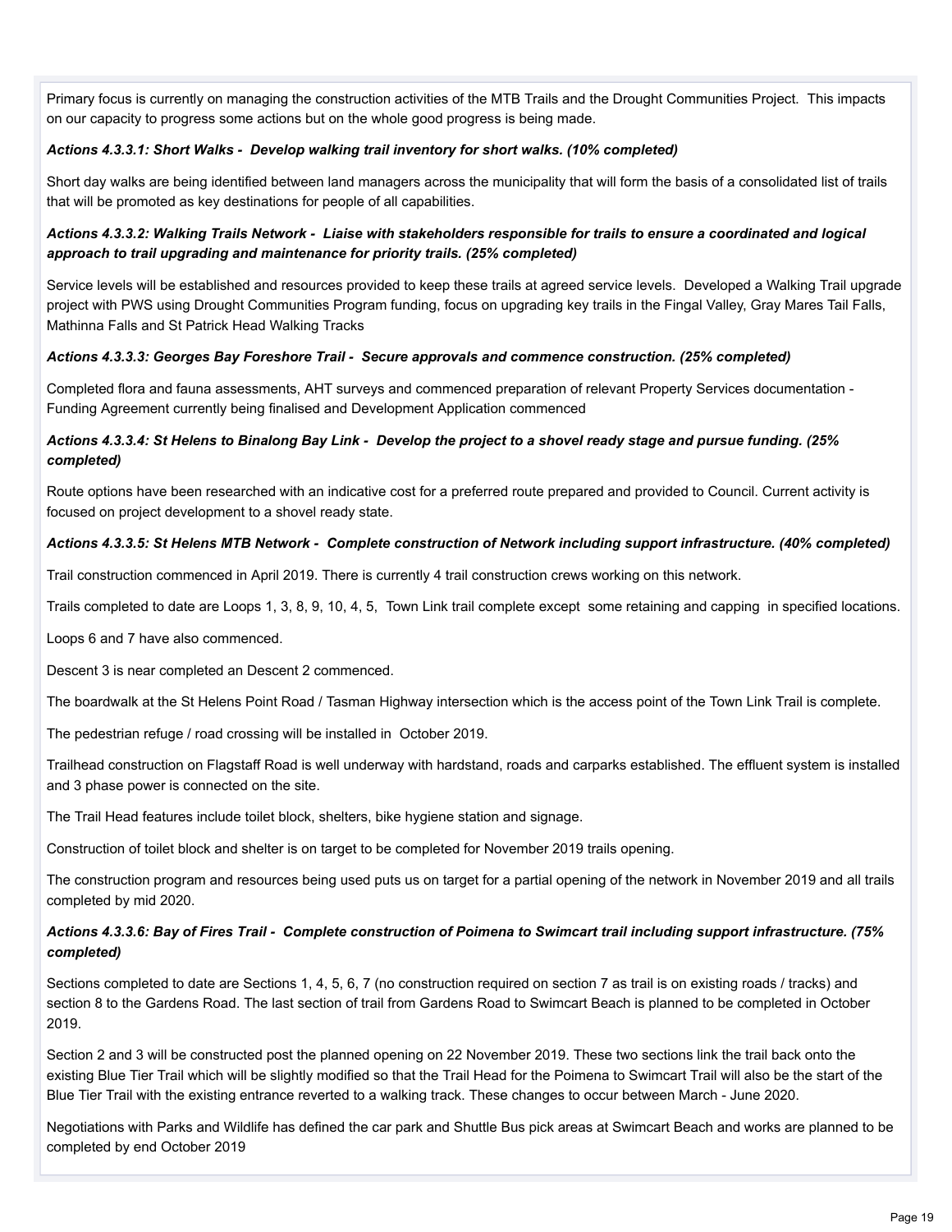Primary focus is currently on managing the construction activities of the MTB Trails and the Drought Communities Project. This impacts on our capacity to progress some actions but on the whole good progress is being made.

***Actions 4.3.3.1: Short Walks - Develop walking trail inventory for short walks. (10% completed)***

Short day walks are being identified between land managers across the municipality that will form the basis of a consolidated list of trails that will be promoted as key destinations for people of all capabilities.

***Actions 4.3.3.2: Walking Trails Network - Liaise with stakeholders responsible for trails to ensure a coordinated and logical approach to trail upgrading and maintenance for priority trails. (25% completed)***

Service levels will be established and resources provided to keep these trails at agreed service levels. Developed a Walking Trail upgrade project with PWS using Drought Communities Program funding, focus on upgrading key trails in the Fingal Valley, Gray Mares Tail Falls, Mathinna Falls and St Patrick Head Walking Tracks

***Actions 4.3.3.3: Georges Bay Foreshore Trail - Secure approvals and commence construction. (25% completed)***

Completed flora and fauna assessments, AHT surveys and commenced preparation of relevant Property Services documentation - Funding Agreement currently being finalised and Development Application commenced

***Actions 4.3.3.4: St Helens to Binalong Bay Link - Develop the project to a shovel ready stage and pursue funding. (25% completed)***

Route options have been researched with an indicative cost for a preferred route prepared and provided to Council. Current activity is focused on project development to a shovel ready state.

***Actions 4.3.3.5: St Helens MTB Network - Complete construction of Network including support infrastructure. (40% completed)***

Trail construction commenced in April 2019. There is currently 4 trail construction crews working on this network.

Trails completed to date are Loops 1, 3, 8, 9, 10, 4, 5, Town Link trail complete except some retaining and capping in specified locations.

Loops 6 and 7 have also commenced.

Descent 3 is near completed an Descent 2 commenced.

The boardwalk at the St Helens Point Road / Tasman Highway intersection which is the access point of the Town Link Trail is complete.

The pedestrian refuge / road crossing will be installed in October 2019.

Trailhead construction on Flagstaff Road is well underway with hardstand, roads and carparks established. The effluent system is installed and 3 phase power is connected on the site.

The Trail Head features include toilet block, shelters, bike hygiene station and signage.

Construction of toilet block and shelter is on target to be completed for November 2019 trails opening.

The construction program and resources being used puts us on target for a partial opening of the network in November 2019 and all trails completed by mid 2020.

***Actions 4.3.3.6: Bay of Fires Trail - Complete construction of Poimena to Swimcart trail including support infrastructure. (75% completed)***

Sections completed to date are Sections 1, 4, 5, 6, 7 (no construction required on section 7 as trail is on existing roads / tracks) and section 8 to the Gardens Road. The last section of trail from Gardens Road to Swimcart Beach is planned to be completed in October 2019.

Section 2 and 3 will be constructed post the planned opening on 22 November 2019. These two sections link the trail back onto the existing Blue Tier Trail which will be slightly modified so that the Trail Head for the Poimena to Swimcart Trail will also be the start of the Blue Tier Trail with the existing entrance reverted to a walking track. These changes to occur between March - June 2020.

Negotiations with Parks and Wildlife has defined the car park and Shuttle Bus pick areas at Swimcart Beach and works are planned to be completed by end October 2019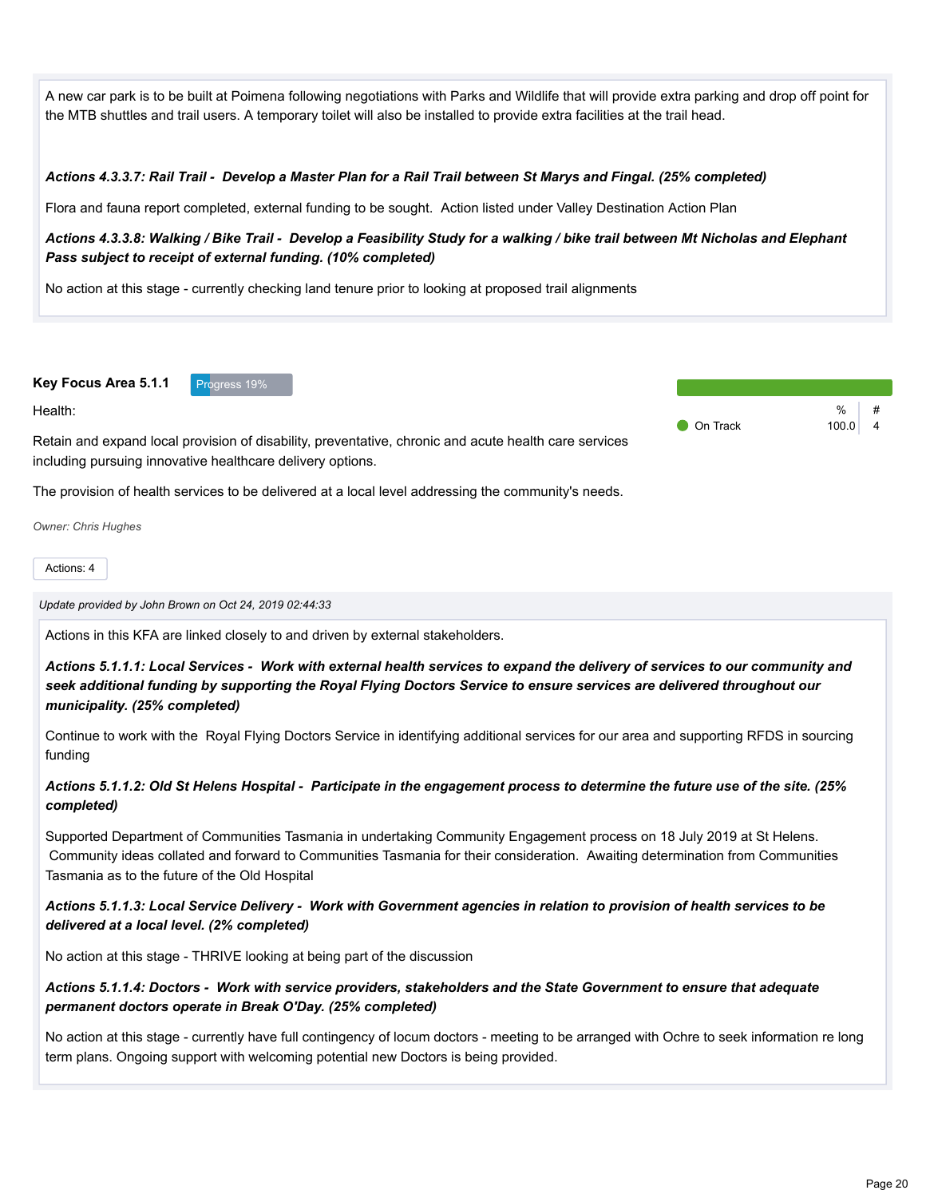A new car park is to be built at Poimena following negotiations with Parks and Wildlife that will provide extra parking and drop off point for the MTB shuttles and trail users. A temporary toilet will also be installed to provide extra facilities at the trail head.

***Actions 4.3.3.7: Rail Trail - Develop a Master Plan for a Rail Trail between St Marys and Fingal. (25% completed)***

Flora and fauna report completed, external funding to be sought. Action listed under Valley Destination Action Plan

***Actions 4.3.3.8: Walking / Bike Trail - Develop a Feasibility Study for a walking / bike trail between Mt Nicholas and Elephant Pass subject to receipt of external funding. (10% completed)***

No action at this stage - currently checking land tenure prior to looking at proposed trail alignments

**Key Focus Area 5.1.1** Progress 19%

Health:

Retain and expand local provision of disability, preventative, chronic and acute health care services including pursuing innovative healthcare delivery options.

The provision of health services to be delivered at a local level addressing the community's needs.

| | % | # |
|---|---|---|
| On Track | 100.0 | 4 |

*Owner: Chris Hughes*

Actions: 4

*Update provided by John Brown on Oct 24, 2019 02:44:33*

Actions in this KFA are linked closely to and driven by external stakeholders.

***Actions 5.1.1.1: Local Services - Work with external health services to expand the delivery of services to our community and seek additional funding by supporting the Royal Flying Doctors Service to ensure services are delivered throughout our municipality. (25% completed)***

Continue to work with the Royal Flying Doctors Service in identifying additional services for our area and supporting RFDS in sourcing funding

***Actions 5.1.1.2: Old St Helens Hospital - Participate in the engagement process to determine the future use of the site. (25% completed)***

Supported Department of Communities Tasmania in undertaking Community Engagement process on 18 July 2019 at St Helens. Community ideas collated and forward to Communities Tasmania for their consideration. Awaiting determination from Communities Tasmania as to the future of the Old Hospital

***Actions 5.1.1.3: Local Service Delivery - Work with Government agencies in relation to provision of health services to be delivered at a local level. (2% completed)***

No action at this stage - THRIVE looking at being part of the discussion

***Actions 5.1.1.4: Doctors - Work with service providers, stakeholders and the State Government to ensure that adequate permanent doctors operate in Break O'Day. (25% completed)***

No action at this stage - currently have full contingency of locum doctors - meeting to be arranged with Ochre to seek information re long term plans. Ongoing support with welcoming potential new Doctors is being provided.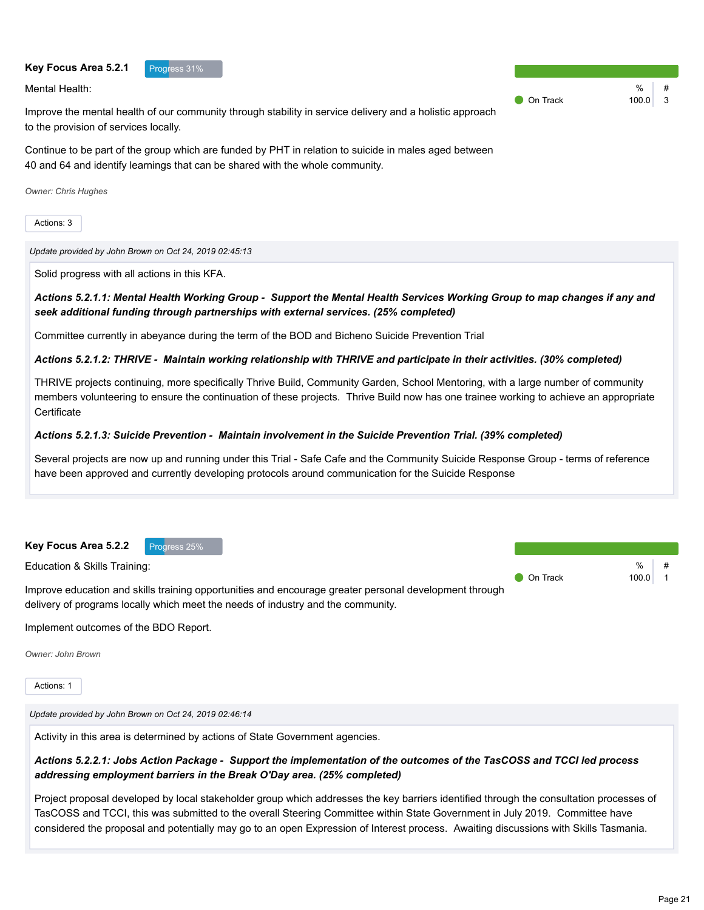## Key Focus Area 5.2.1

Progress 31%

Mental Health:

Improve the mental health of our community through stability in service delivery and a holistic approach to the provision of services locally.

Continue to be part of the group which are funded by PHT in relation to suicide in males aged between 40 and 64 and identify learnings that can be shared with the whole community.

*Owner: Chris Hughes*

| | % | # |
|---|---|---|
| On Track | 100.0 | 3 |

Actions: 3

*Update provided by John Brown on Oct 24, 2019 02:45:13*

Solid progress with all actions in this KFA.

***Actions 5.2.1.1: Mental Health Working Group - Support the Mental Health Services Working Group to map changes if any and seek additional funding through partnerships with external services. (25% completed)***

Committee currently in abeyance during the term of the BOD and Bicheno Suicide Prevention Trial

***Actions 5.2.1.2: THRIVE - Maintain working relationship with THRIVE and participate in their activities. (30% completed)***

THRIVE projects continuing, more specifically Thrive Build, Community Garden, School Mentoring, with a large number of community members volunteering to ensure the continuation of these projects. Thrive Build now has one trainee working to achieve an appropriate Certificate

***Actions 5.2.1.3: Suicide Prevention - Maintain involvement in the Suicide Prevention Trial. (39% completed)***

Several projects are now up and running under this Trial - Safe Cafe and the Community Suicide Response Group - terms of reference have been approved and currently developing protocols around communication for the Suicide Response

## Key Focus Area 5.2.2

Progress 25%

Education & Skills Training:

Improve education and skills training opportunities and encourage greater personal development through delivery of programs locally which meet the needs of industry and the community.

Implement outcomes of the BDO Report.

*Owner: John Brown*

| | % | # |
|---|---|---|
| On Track | 100.0 | 1 |

Actions: 1

*Update provided by John Brown on Oct 24, 2019 02:46:14*

Activity in this area is determined by actions of State Government agencies.

***Actions 5.2.2.1: Jobs Action Package - Support the implementation of the outcomes of the TasCOSS and TCCI led process addressing employment barriers in the Break O'Day area. (25% completed)***

Project proposal developed by local stakeholder group which addresses the key barriers identified through the consultation processes of TasCOSS and TCCI, this was submitted to the overall Steering Committee within State Government in July 2019. Committee have considered the proposal and potentially may go to an open Expression of Interest process. Awaiting discussions with Skills Tasmania.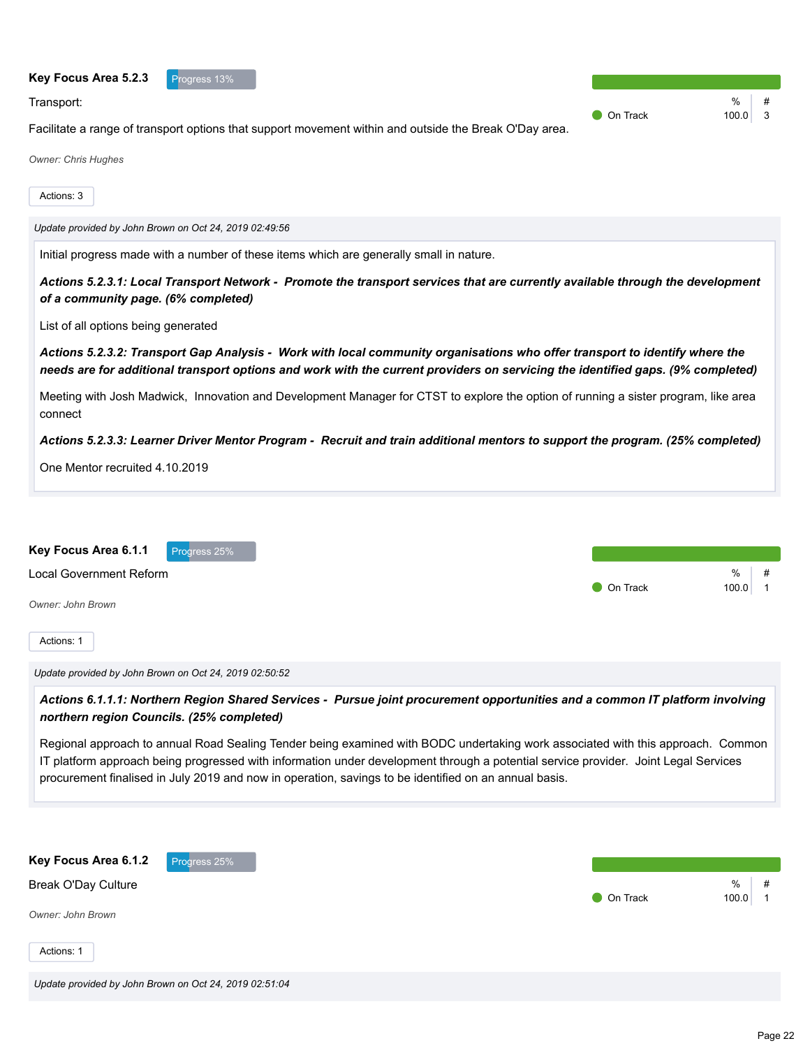**Key Focus Area 5.2.3** Progress 13%

Transport:

Facilitate a range of transport options that support movement within and outside the Break O'Day area.

| | % | # |
|---|---|---|
| On Track | 100.0 | 3 |

*Owner: Chris Hughes*

Actions: 3

*Update provided by John Brown on Oct 24, 2019 02:49:56*

Initial progress made with a number of these items which are generally small in nature.

***Actions 5.2.3.1: Local Transport Network - Promote the transport services that are currently available through the development of a community page. (6% completed)***

List of all options being generated

***Actions 5.2.3.2: Transport Gap Analysis - Work with local community organisations who offer transport to identify where the needs are for additional transport options and work with the current providers on servicing the identified gaps. (9% completed)***

Meeting with Josh Madwick, Innovation and Development Manager for CTST to explore the option of running a sister program, like area connect

***Actions 5.2.3.3: Learner Driver Mentor Program - Recruit and train additional mentors to support the program. (25% completed)***

One Mentor recruited 4.10.2019

**Key Focus Area 6.1.1** Progress 25%

Local Government Reform

| | % | # |
|---|---|---|
| On Track | 100.0 | 1 |

*Owner: John Brown*

Actions: 1

*Update provided by John Brown on Oct 24, 2019 02:50:52*

***Actions 6.1.1.1: Northern Region Shared Services - Pursue joint procurement opportunities and a common IT platform involving northern region Councils. (25% completed)***

Regional approach to annual Road Sealing Tender being examined with BODC undertaking work associated with this approach. Common IT platform approach being progressed with information under development through a potential service provider. Joint Legal Services procurement finalised in July 2019 and now in operation, savings to be identified on an annual basis.

**Key Focus Area 6.1.2** Progress 25%

Break O'Day Culture

| | % | # |
|---|---|---|
| On Track | 100.0 | 1 |

*Owner: John Brown*

Actions: 1

*Update provided by John Brown on Oct 24, 2019 02:51:04*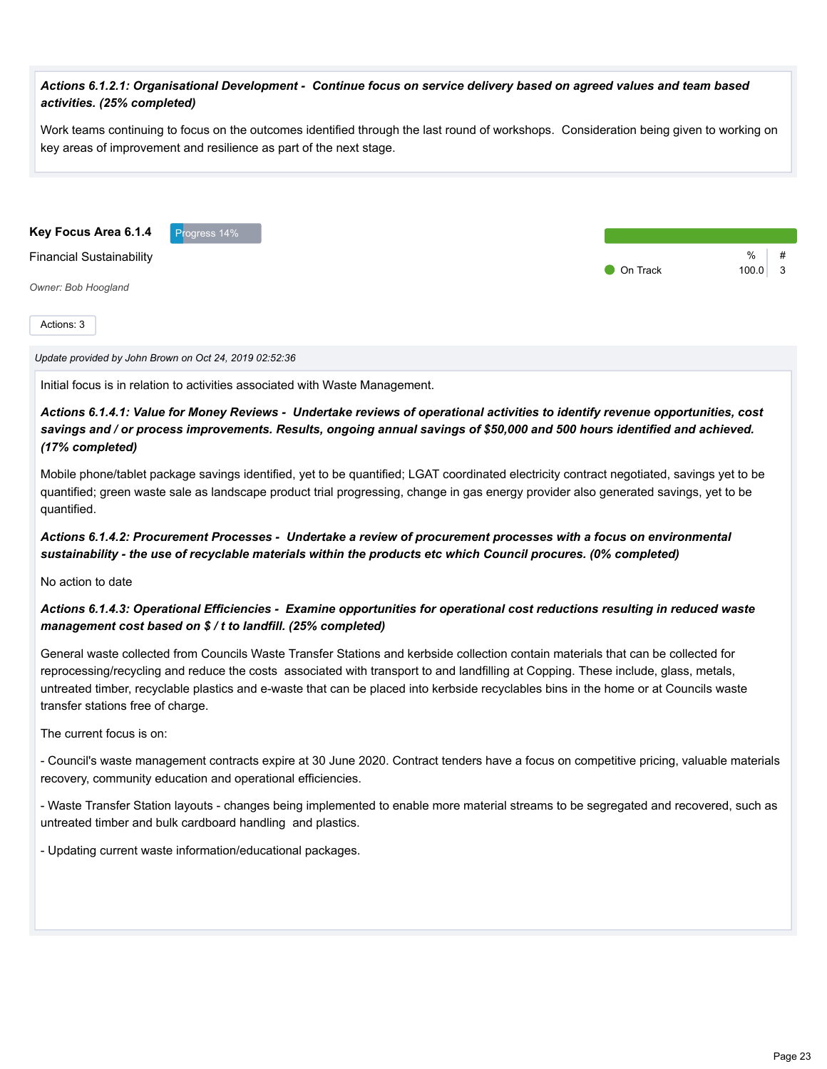***Actions 6.1.2.1: Organisational Development - Continue focus on service delivery based on agreed values and team based activities. (25% completed)***

Work teams continuing to focus on the outcomes identified through the last round of workshops. Consideration being given to working on key areas of improvement and resilience as part of the next stage.

**Key Focus Area 6.1.4** Progress 14%

Financial Sustainability

*Owner: Bob Hoogland*

| | % | # |
|---|---|---|
| On Track | 100.0 | 3 |

Actions: 3

*Update provided by John Brown on Oct 24, 2019 02:52:36*

Initial focus is in relation to activities associated with Waste Management.

***Actions 6.1.4.1: Value for Money Reviews - Undertake reviews of operational activities to identify revenue opportunities, cost savings and / or process improvements. Results, ongoing annual savings of $50,000 and 500 hours identified and achieved. (17% completed)***

Mobile phone/tablet package savings identified, yet to be quantified; LGAT coordinated electricity contract negotiated, savings yet to be quantified; green waste sale as landscape product trial progressing, change in gas energy provider also generated savings, yet to be quantified.

***Actions 6.1.4.2: Procurement Processes - Undertake a review of procurement processes with a focus on environmental sustainability - the use of recyclable materials within the products etc which Council procures. (0% completed)***

No action to date

***Actions 6.1.4.3: Operational Efficiencies - Examine opportunities for operational cost reductions resulting in reduced waste management cost based on $ / t to landfill. (25% completed)***

General waste collected from Councils Waste Transfer Stations and kerbside collection contain materials that can be collected for reprocessing/recycling and reduce the costs associated with transport to and landfilling at Copping. These include, glass, metals, untreated timber, recyclable plastics and e-waste that can be placed into kerbside recyclables bins in the home or at Councils waste transfer stations free of charge.

The current focus is on:

- Council's waste management contracts expire at 30 June 2020. Contract tenders have a focus on competitive pricing, valuable materials recovery, community education and operational efficiencies.

- Waste Transfer Station layouts - changes being implemented to enable more material streams to be segregated and recovered, such as untreated timber and bulk cardboard handling and plastics.

- Updating current waste information/educational packages.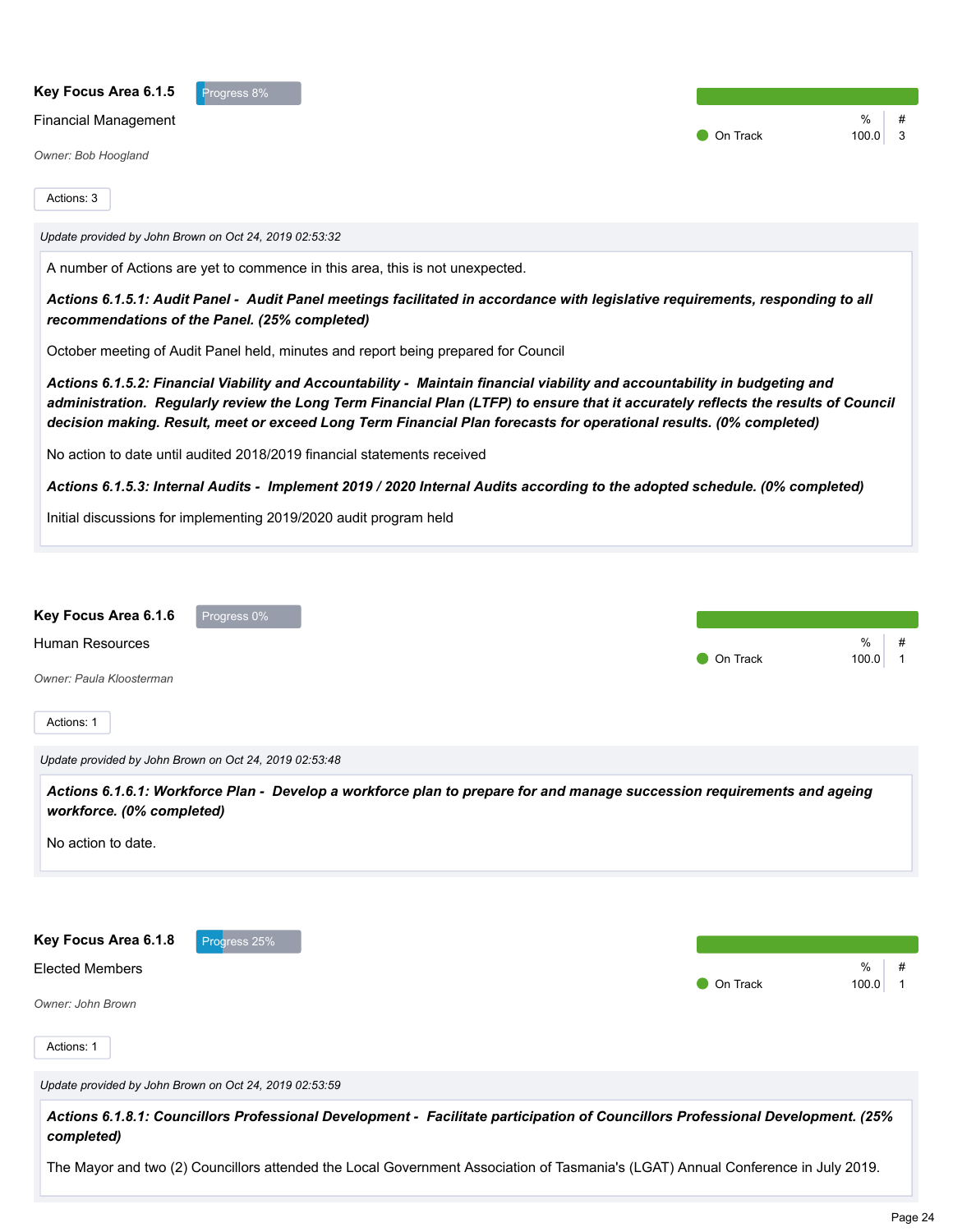**Key Focus Area 6.1.5** Progress 8%

Financial Management

*Owner: Bob Hoogland*

| | % | # |
|---|---|---|
| On Track | 100.0 | 3 |

Actions: 3

*Update provided by John Brown on Oct 24, 2019 02:53:32*

A number of Actions are yet to commence in this area, this is not unexpected.

***Actions 6.1.5.1: Audit Panel - Audit Panel meetings facilitated in accordance with legislative requirements, responding to all recommendations of the Panel. (25% completed)***

October meeting of Audit Panel held, minutes and report being prepared for Council

***Actions 6.1.5.2: Financial Viability and Accountability - Maintain financial viability and accountability in budgeting and administration. Regularly review the Long Term Financial Plan (LTFP) to ensure that it accurately reflects the results of Council decision making. Result, meet or exceed Long Term Financial Plan forecasts for operational results. (0% completed)***

No action to date until audited 2018/2019 financial statements received

***Actions 6.1.5.3: Internal Audits - Implement 2019 / 2020 Internal Audits according to the adopted schedule. (0% completed)***

Initial discussions for implementing 2019/2020 audit program held

**Key Focus Area 6.1.6** Progress 0%

Human Resources

*Owner: Paula Kloosterman*

| | % | # |
|---|---|---|
| On Track | 100.0 | 1 |

Actions: 1

*Update provided by John Brown on Oct 24, 2019 02:53:48*

***Actions 6.1.6.1: Workforce Plan - Develop a workforce plan to prepare for and manage succession requirements and ageing workforce. (0% completed)***

No action to date.

**Key Focus Area 6.1.8** Progress 25%

Elected Members

*Owner: John Brown*

| | % | # |
|---|---|---|
| On Track | 100.0 | 1 |

Actions: 1

*Update provided by John Brown on Oct 24, 2019 02:53:59*

***Actions 6.1.8.1: Councillors Professional Development - Facilitate participation of Councillors Professional Development. (25% completed)***

The Mayor and two (2) Councillors attended the Local Government Association of Tasmania's (LGAT) Annual Conference in July 2019.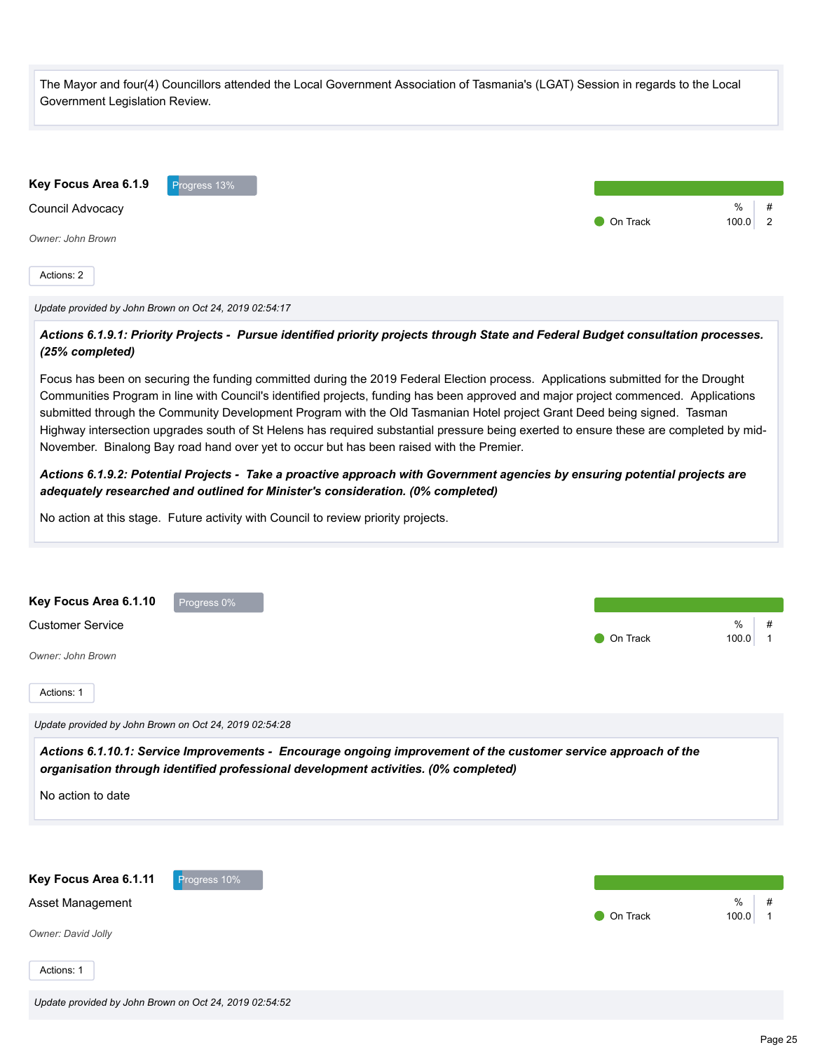The Mayor and four(4) Councillors attended the Local Government Association of Tasmania's (LGAT) Session in regards to the Local Government Legislation Review.

### Key Focus Area 6.1.9

Progress 13%

Council Advocacy

| | % | # |
|---|---|---|
| On Track | 100.0 | 2 |

*Owner: John Brown*

Actions: 2

*Update provided by John Brown on Oct 24, 2019 02:54:17*

***Actions 6.1.9.1: Priority Projects - Pursue identified priority projects through State and Federal Budget consultation processes. (25% completed)***

Focus has been on securing the funding committed during the 2019 Federal Election process. Applications submitted for the Drought Communities Program in line with Council's identified projects, funding has been approved and major project commenced. Applications submitted through the Community Development Program with the Old Tasmanian Hotel project Grant Deed being signed. Tasman Highway intersection upgrades south of St Helens has required substantial pressure being exerted to ensure these are completed by mid-November. Binalong Bay road hand over yet to occur but has been raised with the Premier.

***Actions 6.1.9.2: Potential Projects - Take a proactive approach with Government agencies by ensuring potential projects are adequately researched and outlined for Minister's consideration. (0% completed)***

No action at this stage. Future activity with Council to review priority projects.

### Key Focus Area 6.1.10

Progress 0%

Customer Service

| | % | # |
|---|---|---|
| On Track | 100.0 | 1 |

*Owner: John Brown*

Actions: 1

*Update provided by John Brown on Oct 24, 2019 02:54:28*

***Actions 6.1.10.1: Service Improvements - Encourage ongoing improvement of the customer service approach of the organisation through identified professional development activities. (0% completed)***

No action to date

### Key Focus Area 6.1.11

Progress 10%

Asset Management

| | % | # |
|---|---|---|
| On Track | 100.0 | 1 |

*Owner: David Jolly*

Actions: 1

*Update provided by John Brown on Oct 24, 2019 02:54:52*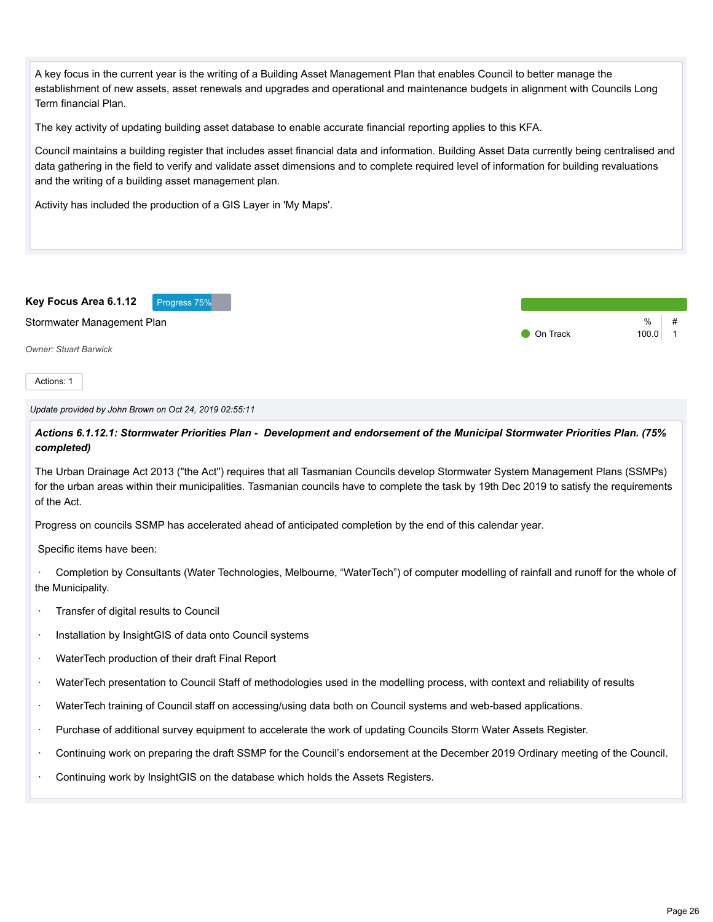A key focus in the current year is the writing of a Building Asset Management Plan that enables Council to better manage the establishment of new assets, asset renewals and upgrades and operational and maintenance budgets in alignment with Councils Long Term financial Plan.

The key activity of updating building asset database to enable accurate financial reporting applies to this KFA.

Council maintains a building register that includes asset financial data and information. Building Asset Data currently being centralised and data gathering in the field to verify and validate asset dimensions and to complete required level of information for building revaluations and the writing of a building asset management plan.

Activity has included the production of a GIS Layer in 'My Maps'.

**Key Focus Area 6.1.12** Progress 75%

Stormwater Management Plan

| | % | # |
|---|---|---|
| On Track | 100.0 | 1 |

*Owner: Stuart Barwick*

Actions: 1

*Update provided by John Brown on Oct 24, 2019 02:55:11*

***Actions 6.1.12.1: Stormwater Priorities Plan - Development and endorsement of the Municipal Stormwater Priorities Plan. (75% completed)***

The Urban Drainage Act 2013 ("the Act") requires that all Tasmanian Councils develop Stormwater System Management Plans (SSMPs) for the urban areas within their municipalities. Tasmanian councils have to complete the task by 19th Dec 2019 to satisfy the requirements of the Act.

Progress on councils SSMP has accelerated ahead of anticipated completion by the end of this calendar year.

Specific items have been:

- Completion by Consultants (Water Technologies, Melbourne, “WaterTech”) of computer modelling of rainfall and runoff for the whole of the Municipality.
- Transfer of digital results to Council
- Installation by InsightGIS of data onto Council systems
- WaterTech production of their draft Final Report
- WaterTech presentation to Council Staff of methodologies used in the modelling process, with context and reliability of results
- WaterTech training of Council staff on accessing/using data both on Council systems and web-based applications.
- Purchase of additional survey equipment to accelerate the work of updating Councils Storm Water Assets Register.
- Continuing work on preparing the draft SSMP for the Council’s endorsement at the December 2019 Ordinary meeting of the Council.
- Continuing work by InsightGIS on the database which holds the Assets Registers.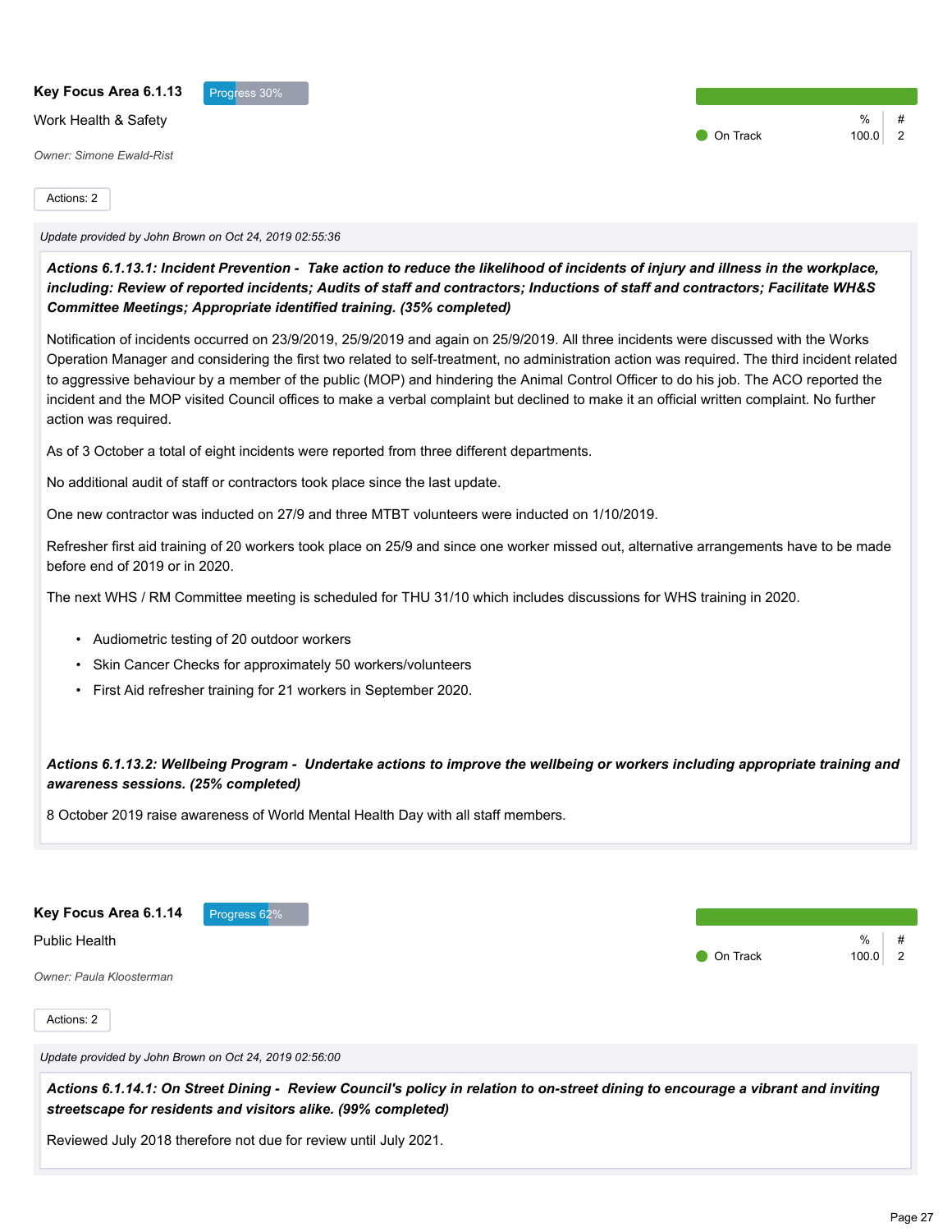**Key Focus Area 6.1.13** Progress 30%

Work Health & Safety

*Owner: Simone Ewald-Rist*

| | % | # |
|---|---|---|
| On Track | 100.0 | 2 |

Actions: 2

*Update provided by John Brown on Oct 24, 2019 02:55:36*

***Actions 6.1.13.1: Incident Prevention - Take action to reduce the likelihood of incidents of injury and illness in the workplace, including: Review of reported incidents; Audits of staff and contractors; Inductions of staff and contractors; Facilitate WH&S Committee Meetings; Appropriate identified training. (35% completed)***

Notification of incidents occurred on 23/9/2019, 25/9/2019 and again on 25/9/2019. All three incidents were discussed with the Works Operation Manager and considering the first two related to self-treatment, no administration action was required. The third incident related to aggressive behaviour by a member of the public (MOP) and hindering the Animal Control Officer to do his job. The ACO reported the incident and the MOP visited Council offices to make a verbal complaint but declined to make it an official written complaint. No further action was required.

As of 3 October a total of eight incidents were reported from three different departments.

No additional audit of staff or contractors took place since the last update.

One new contractor was inducted on 27/9 and three MTBT volunteers were inducted on 1/10/2019.

Refresher first aid training of 20 workers took place on 25/9 and since one worker missed out, alternative arrangements have to be made before end of 2019 or in 2020.

The next WHS / RM Committee meeting is scheduled for THU 31/10 which includes discussions for WHS training in 2020.

- Audiometric testing of 20 outdoor workers
- Skin Cancer Checks for approximately 50 workers/volunteers
- First Aid refresher training for 21 workers in September 2020.

***Actions 6.1.13.2: Wellbeing Program - Undertake actions to improve the wellbeing or workers including appropriate training and awareness sessions. (25% completed)***

8 October 2019 raise awareness of World Mental Health Day with all staff members.

**Key Focus Area 6.1.14** Progress 62%

Public Health

*Owner: Paula Kloosterman*

| | % | # |
|---|---|---|
| On Track | 100.0 | 2 |

Actions: 2

*Update provided by John Brown on Oct 24, 2019 02:56:00*

***Actions 6.1.14.1: On Street Dining - Review Council's policy in relation to on-street dining to encourage a vibrant and inviting streetscape for residents and visitors alike. (99% completed)***

Reviewed July 2018 therefore not due for review until July 2021.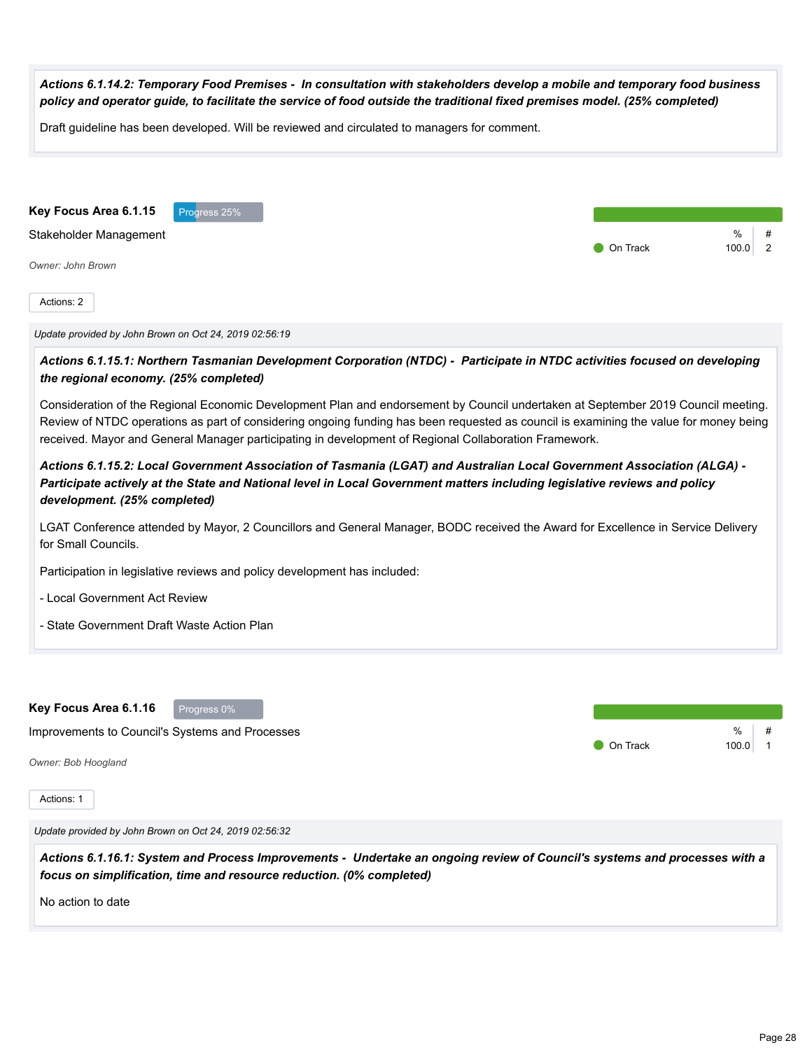***Actions 6.1.14.2: Temporary Food Premises - In consultation with stakeholders develop a mobile and temporary food business policy and operator guide, to facilitate the service of food outside the traditional fixed premises model. (25% completed)***

Draft guideline has been developed. Will be reviewed and circulated to managers for comment.

## Key Focus Area 6.1.15

Progress 25%

Stakeholder Management

*Owner: John Brown*

| | % | # |
|---|---|---|
| On Track | 100.0 | 2 |

Actions: 2

*Update provided by John Brown on Oct 24, 2019 02:56:19*

***Actions 6.1.15.1: Northern Tasmanian Development Corporation (NTDC) - Participate in NTDC activities focused on developing the regional economy. (25% completed)***

Consideration of the Regional Economic Development Plan and endorsement by Council undertaken at September 2019 Council meeting. Review of NTDC operations as part of considering ongoing funding has been requested as council is examining the value for money being received. Mayor and General Manager participating in development of Regional Collaboration Framework.

***Actions 6.1.15.2: Local Government Association of Tasmania (LGAT) and Australian Local Government Association (ALGA) - Participate actively at the State and National level in Local Government matters including legislative reviews and policy development. (25% completed)***

LGAT Conference attended by Mayor, 2 Councillors and General Manager, BODC received the Award for Excellence in Service Delivery for Small Councils.

Participation in legislative reviews and policy development has included:

- Local Government Act Review

- State Government Draft Waste Action Plan

## Key Focus Area 6.1.16

Progress 0%

Improvements to Council's Systems and Processes

*Owner: Bob Hoogland*

| | % | # |
|---|---|---|
| On Track | 100.0 | 1 |

Actions: 1

*Update provided by John Brown on Oct 24, 2019 02:56:32*

***Actions 6.1.16.1: System and Process Improvements - Undertake an ongoing review of Council's systems and processes with a focus on simplification, time and resource reduction. (0% completed)***

No action to date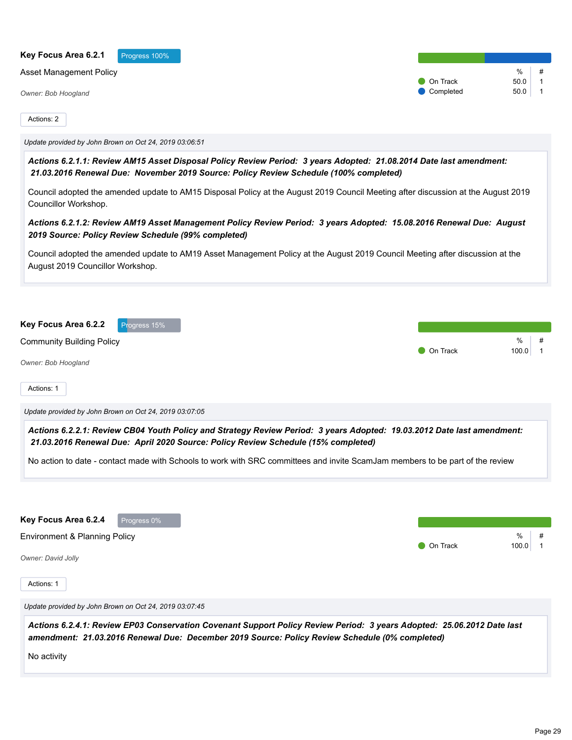**Key Focus Area 6.2.1** Progress 100%

Asset Management Policy

*Owner: Bob Hoogland*

| | % | # |
|---|---|---|
| On Track | 50.0 | 1 |
| Completed | 50.0 | 1 |

Actions: 2

*Update provided by John Brown on Oct 24, 2019 03:06:51*

***Actions 6.2.1.1: Review AM15 Asset Disposal Policy Review Period: 3 years Adopted: 21.08.2014 Date last amendment: 21.03.2016 Renewal Due: November 2019 Source: Policy Review Schedule (100% completed)***

Council adopted the amended update to AM15 Disposal Policy at the August 2019 Council Meeting after discussion at the August 2019 Councillor Workshop.

***Actions 6.2.1.2: Review AM19 Asset Management Policy Review Period: 3 years Adopted: 15.08.2016 Renewal Due: August 2019 Source: Policy Review Schedule (99% completed)***

Council adopted the amended update to AM19 Asset Management Policy at the August 2019 Council Meeting after discussion at the August 2019 Councillor Workshop.

**Key Focus Area 6.2.2** Progress 15%

Community Building Policy

*Owner: Bob Hoogland*

| | % | # |
|---|---|---|
| On Track | 100.0 | 1 |

Actions: 1

*Update provided by John Brown on Oct 24, 2019 03:07:05*

***Actions 6.2.2.1: Review CB04 Youth Policy and Strategy Review Period: 3 years Adopted: 19.03.2012 Date last amendment: 21.03.2016 Renewal Due: April 2020 Source: Policy Review Schedule (15% completed)***

No action to date - contact made with Schools to work with SRC committees and invite ScamJam members to be part of the review

**Key Focus Area 6.2.4** Progress 0%

Environment & Planning Policy

*Owner: David Jolly*

| | % | # |
|---|---|---|
| On Track | 100.0 | 1 |

Actions: 1

*Update provided by John Brown on Oct 24, 2019 03:07:45*

***Actions 6.2.4.1: Review EP03 Conservation Covenant Support Policy Review Period: 3 years Adopted: 25.06.2012 Date last amendment: 21.03.2016 Renewal Due: December 2019 Source: Policy Review Schedule (0% completed)***

No activity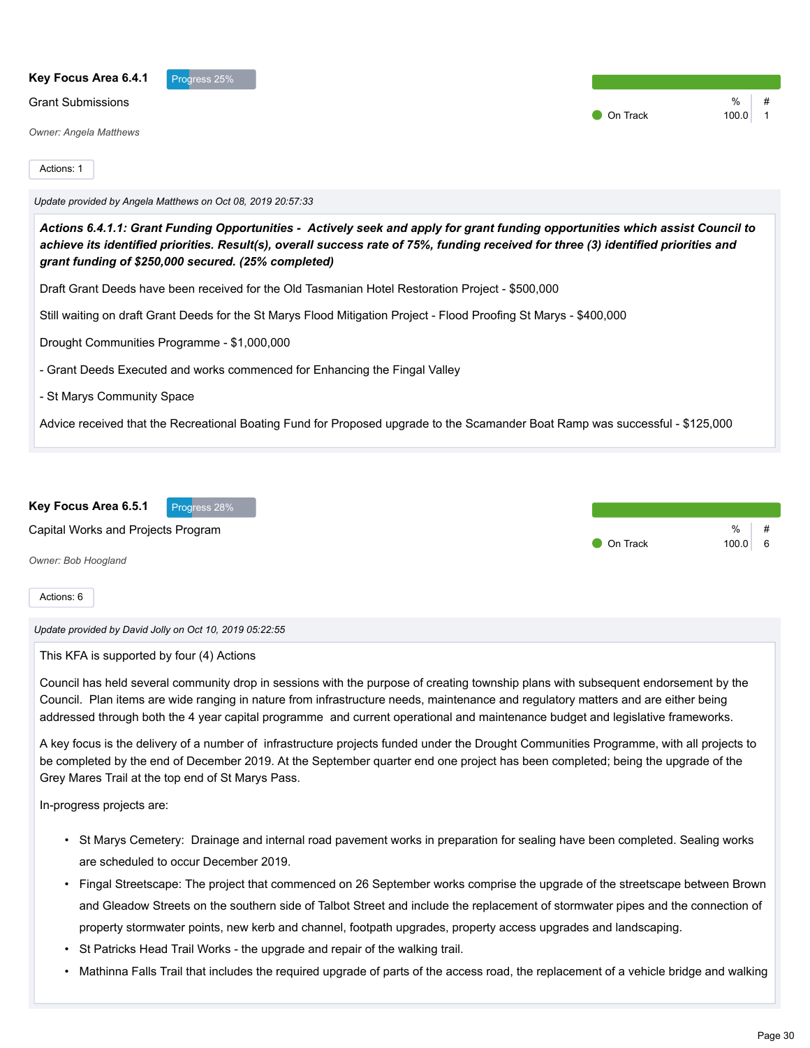**Key Focus Area 6.4.1** Progress 25%

Grant Submissions

*Owner: Angela Matthews*

| | % | # |
|---|---|---|
| On Track | 100.0 | 1 |

Actions: 1

*Update provided by Angela Matthews on Oct 08, 2019 20:57:33*

***Actions 6.4.1.1: Grant Funding Opportunities - Actively seek and apply for grant funding opportunities which assist Council to achieve its identified priorities. Result(s), overall success rate of 75%, funding received for three (3) identified priorities and grant funding of $250,000 secured. (25% completed)***

Draft Grant Deeds have been received for the Old Tasmanian Hotel Restoration Project - $500,000

Still waiting on draft Grant Deeds for the St Marys Flood Mitigation Project - Flood Proofing St Marys - $400,000

Drought Communities Programme - $1,000,000

- Grant Deeds Executed and works commenced for Enhancing the Fingal Valley

- St Marys Community Space

Advice received that the Recreational Boating Fund for Proposed upgrade to the Scamander Boat Ramp was successful - $125,000

**Key Focus Area 6.5.1** Progress 28%

Capital Works and Projects Program

*Owner: Bob Hoogland*

| | % | # |
|---|---|---|
| On Track | 100.0 | 6 |

Actions: 6

*Update provided by David Jolly on Oct 10, 2019 05:22:55*

This KFA is supported by four (4) Actions

Council has held several community drop in sessions with the purpose of creating township plans with subsequent endorsement by the Council. Plan items are wide ranging in nature from infrastructure needs, maintenance and regulatory matters and are either being addressed through both the 4 year capital programme and current operational and maintenance budget and legislative frameworks.

A key focus is the delivery of a number of infrastructure projects funded under the Drought Communities Programme, with all projects to be completed by the end of December 2019. At the September quarter end one project has been completed; being the upgrade of the Grey Mares Trail at the top end of St Marys Pass.

In-progress projects are:

- St Marys Cemetery: Drainage and internal road pavement works in preparation for sealing have been completed. Sealing works are scheduled to occur December 2019.
- Fingal Streetscape: The project that commenced on 26 September works comprise the upgrade of the streetscape between Brown and Gleadow Streets on the southern side of Talbot Street and include the replacement of stormwater pipes and the connection of property stormwater points, new kerb and channel, footpath upgrades, property access upgrades and landscaping.
- St Patricks Head Trail Works - the upgrade and repair of the walking trail.
- Mathinna Falls Trail that includes the required upgrade of parts of the access road, the replacement of a vehicle bridge and walking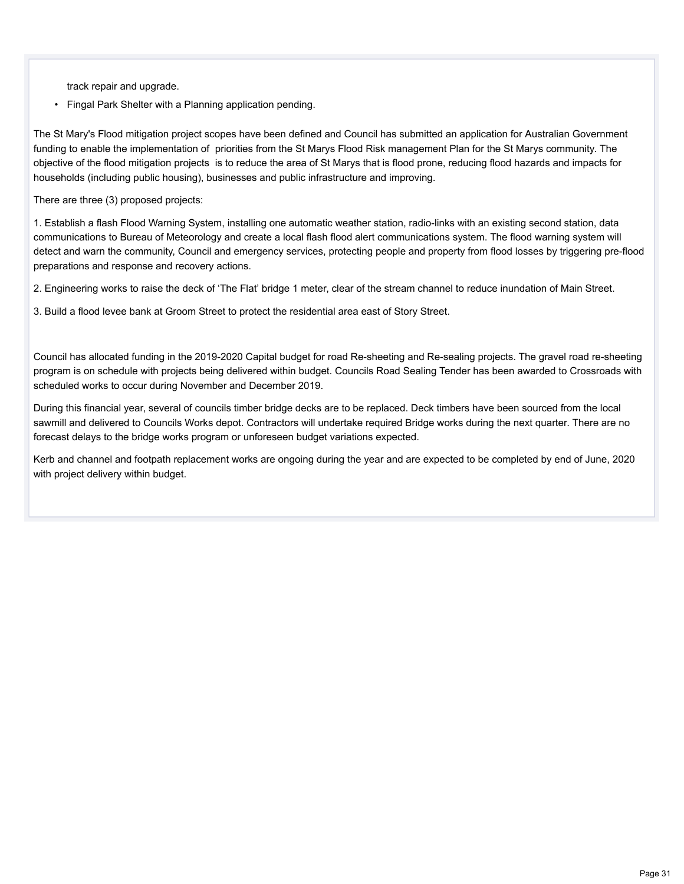track repair and upgrade.

- Fingal Park Shelter with a Planning application pending.

The St Mary's Flood mitigation project scopes have been defined and Council has submitted an application for Australian Government funding to enable the implementation of priorities from the St Marys Flood Risk management Plan for the St Marys community. The objective of the flood mitigation projects is to reduce the area of St Marys that is flood prone, reducing flood hazards and impacts for households (including public housing), businesses and public infrastructure and improving.

There are three (3) proposed projects:

1. Establish a flash Flood Warning System, installing one automatic weather station, radio-links with an existing second station, data communications to Bureau of Meteorology and create a local flash flood alert communications system. The flood warning system will detect and warn the community, Council and emergency services, protecting people and property from flood losses by triggering pre-flood preparations and response and recovery actions.

2. Engineering works to raise the deck of 'The Flat' bridge 1 meter, clear of the stream channel to reduce inundation of Main Street.

3. Build a flood levee bank at Groom Street to protect the residential area east of Story Street.

Council has allocated funding in the 2019-2020 Capital budget for road Re-sheeting and Re-sealing projects. The gravel road re-sheeting program is on schedule with projects being delivered within budget. Councils Road Sealing Tender has been awarded to Crossroads with scheduled works to occur during November and December 2019.

During this financial year, several of councils timber bridge decks are to be replaced. Deck timbers have been sourced from the local sawmill and delivered to Councils Works depot. Contractors will undertake required Bridge works during the next quarter. There are no forecast delays to the bridge works program or unforeseen budget variations expected.

Kerb and channel and footpath replacement works are ongoing during the year and are expected to be completed by end of June, 2020 with project delivery within budget.